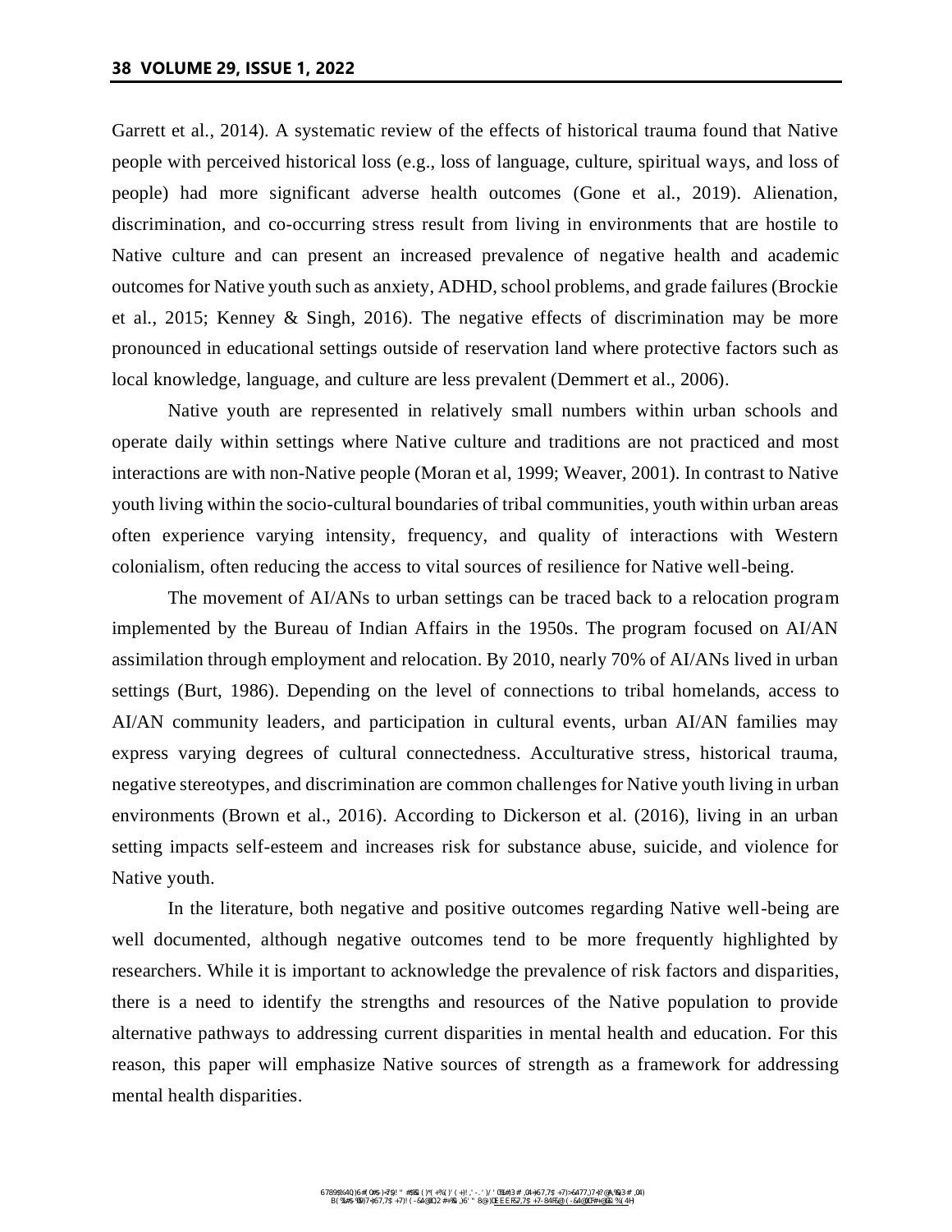Garrett et al., 2014). A systematic review of the effects of historical trauma found that Native people with perceived historical loss (e.g., loss of language, culture, spiritual ways, and loss of people) had more significant adverse health outcomes (Gone et al., 2019). Alienation, discrimination, and co-occurring stress result from living in environments that are hostile to Native culture and can present an increased prevalence of negative health and academic outcomes for Native youth such as anxiety, ADHD, school problems, and grade failures (Brockie et al., 2015; Kenney & Singh, 2016). The negative effects of discrimination may be more pronounced in educational settings outside of reservation land where protective factors such as local knowledge, language, and culture are less prevalent (Demmert et al., 2006).

Native youth are represented in relatively small numbers within urban schools and operate daily within settings where Native culture and traditions are not practiced and most interactions are with non-Native people (Moran et al, 1999; Weaver, 2001). In contrast to Native youth living within the socio-cultural boundaries of tribal communities, youth within urban areas often experience varying intensity, frequency, and quality of interactions with Western colonialism, often reducing the access to vital sources of resilience for Native well-being.

The movement of AI/ANs to urban settings can be traced back to a relocation program implemented by the Bureau of Indian Affairs in the 1950s. The program focused on AI/AN assimilation through employment and relocation. By 2010, nearly 70% of AI/ANs lived in urban settings (Burt, 1986). Depending on the level of connections to tribal homelands, access to AI/AN community leaders, and participation in cultural events, urban AI/AN families may express varying degrees of cultural connectedness. Acculturative stress, historical trauma, negative stereotypes, and discrimination are common challenges for Native youth living in urban environments (Brown et al., 2016). According to Dickerson et al. (2016), living in an urban setting impacts self-esteem and increases risk for substance abuse, suicide, and violence for Native youth.

In the literature, both negative and positive outcomes regarding Native well-being are well documented, although negative outcomes tend to be more frequently highlighted by researchers. While it is important to acknowledge the prevalence of risk factors and disparities, there is a need to identify the strengths and resources of the Native population to provide alternative pathways to addressing current disparities in mental health and education. For this reason, this paper will emphasize Native sources of strength as a framework for addressing mental health disparities.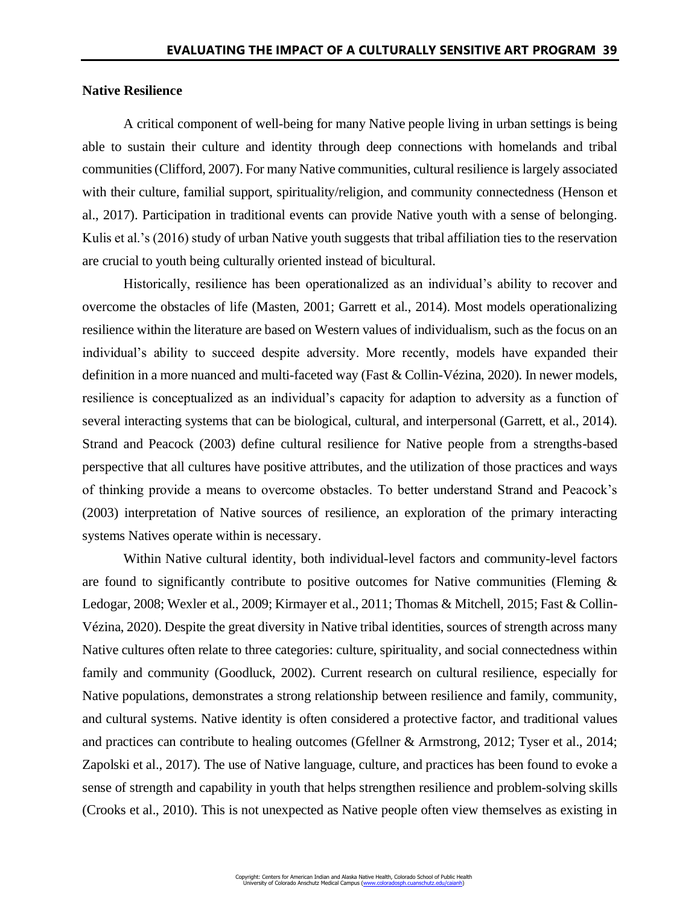**Native Resilience**

A critical component of well-being for many Native people living in urban settings is being able to sustain their culture and identity through deep connections with homelands and tribal communities (Clifford, 2007). For many Native communities, cultural resilience is largely associated with their culture, familial support, spirituality/religion, and community connectedness (Henson et al., 2017). Participation in traditional events can provide Native youth with a sense of belonging. Kulis et al.'s (2016) study of urban Native youth suggests that tribal affiliation ties to the reservation are crucial to youth being culturally oriented instead of bicultural.

Historically, resilience has been operationalized as an individual's ability to recover and overcome the obstacles of life (Masten, 2001; Garrett et al., 2014). Most models operationalizing resilience within the literature are based on Western values of individualism, such as the focus on an individual's ability to succeed despite adversity. More recently, models have expanded their definition in a more nuanced and multi-faceted way (Fast & Collin-Vézina, 2020). In newer models, resilience is conceptualized as an individual's capacity for adaption to adversity as a function of several interacting systems that can be biological, cultural, and interpersonal (Garrett, et al., 2014). Strand and Peacock (2003) define cultural resilience for Native people from a strengths-based perspective that all cultures have positive attributes, and the utilization of those practices and ways of thinking provide a means to overcome obstacles. To better understand Strand and Peacock's (2003) interpretation of Native sources of resilience, an exploration of the primary interacting systems Natives operate within is necessary.

Within Native cultural identity, both individual-level factors and community-level factors are found to significantly contribute to positive outcomes for Native communities (Fleming & Ledogar, 2008; Wexler et al., 2009; Kirmayer et al., 2011; Thomas & Mitchell, 2015; Fast & Collin-Vézina, 2020). Despite the great diversity in Native tribal identities, sources of strength across many Native cultures often relate to three categories: culture, spirituality, and social connectedness within family and community (Goodluck, 2002). Current research on cultural resilience, especially for Native populations, demonstrates a strong relationship between resilience and family, community, and cultural systems. Native identity is often considered a protective factor, and traditional values and practices can contribute to healing outcomes (Gfellner & Armstrong, 2012; Tyser et al., 2014; Zapolski et al., 2017). The use of Native language, culture, and practices has been found to evoke a sense of strength and capability in youth that helps strengthen resilience and problem-solving skills (Crooks et al., 2010). This is not unexpected as Native people often view themselves as existing in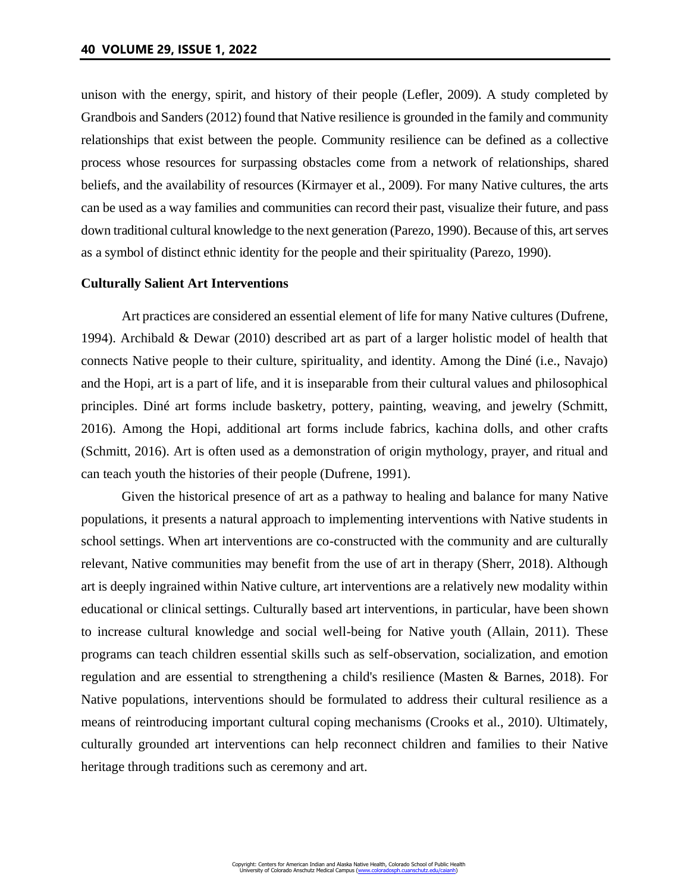unison with the energy, spirit, and history of their people (Lefler, 2009). A study completed by Grandbois and Sanders (2012) found that Native resilience is grounded in the family and community relationships that exist between the people. Community resilience can be defined as a collective process whose resources for surpassing obstacles come from a network of relationships, shared beliefs, and the availability of resources (Kirmayer et al., 2009). For many Native cultures, the arts can be used as a way families and communities can record their past, visualize their future, and pass down traditional cultural knowledge to the next generation (Parezo, 1990). Because of this, art serves as a symbol of distinct ethnic identity for the people and their spirituality (Parezo, 1990).

**Culturally Salient Art Interventions**

Art practices are considered an essential element of life for many Native cultures (Dufrene, 1994). Archibald & Dewar (2010) described art as part of a larger holistic model of health that connects Native people to their culture, spirituality, and identity. Among the Diné (i.e., Navajo) and the Hopi, art is a part of life, and it is inseparable from their cultural values and philosophical principles. Diné art forms include basketry, pottery, painting, weaving, and jewelry (Schmitt, 2016). Among the Hopi, additional art forms include fabrics, kachina dolls, and other crafts (Schmitt, 2016). Art is often used as a demonstration of origin mythology, prayer, and ritual and can teach youth the histories of their people (Dufrene, 1991).

Given the historical presence of art as a pathway to healing and balance for many Native populations, it presents a natural approach to implementing interventions with Native students in school settings. When art interventions are co-constructed with the community and are culturally relevant, Native communities may benefit from the use of art in therapy (Sherr, 2018). Although art is deeply ingrained within Native culture, art interventions are a relatively new modality within educational or clinical settings. Culturally based art interventions, in particular, have been shown to increase cultural knowledge and social well-being for Native youth (Allain, 2011). These programs can teach children essential skills such as self-observation, socialization, and emotion regulation and are essential to strengthening a child's resilience (Masten & Barnes, 2018). For Native populations, interventions should be formulated to address their cultural resilience as a means of reintroducing important cultural coping mechanisms (Crooks et al., 2010). Ultimately, culturally grounded art interventions can help reconnect children and families to their Native heritage through traditions such as ceremony and art.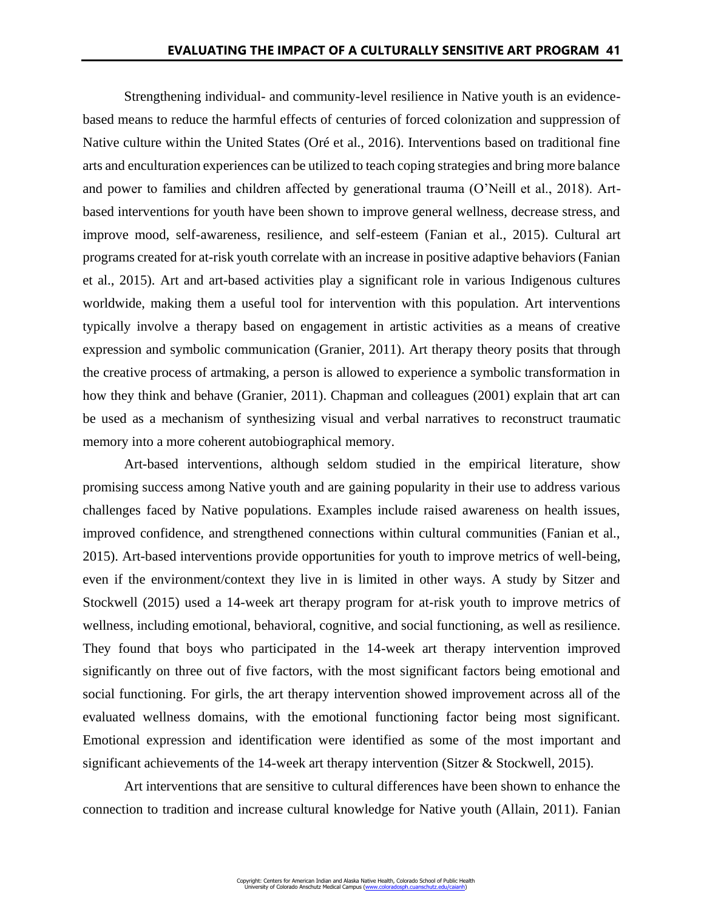Strengthening individual- and community-level resilience in Native youth is an evidence-based means to reduce the harmful effects of centuries of forced colonization and suppression of Native culture within the United States (Oré et al., 2016). Interventions based on traditional fine arts and enculturation experiences can be utilized to teach coping strategies and bring more balance and power to families and children affected by generational trauma (O'Neill et al., 2018). Art-based interventions for youth have been shown to improve general wellness, decrease stress, and improve mood, self-awareness, resilience, and self-esteem (Fanian et al., 2015). Cultural art programs created for at-risk youth correlate with an increase in positive adaptive behaviors (Fanian et al., 2015). Art and art-based activities play a significant role in various Indigenous cultures worldwide, making them a useful tool for intervention with this population. Art interventions typically involve a therapy based on engagement in artistic activities as a means of creative expression and symbolic communication (Granier, 2011). Art therapy theory posits that through the creative process of artmaking, a person is allowed to experience a symbolic transformation in how they think and behave (Granier, 2011). Chapman and colleagues (2001) explain that art can be used as a mechanism of synthesizing visual and verbal narratives to reconstruct traumatic memory into a more coherent autobiographical memory.

Art-based interventions, although seldom studied in the empirical literature, show promising success among Native youth and are gaining popularity in their use to address various challenges faced by Native populations. Examples include raised awareness on health issues, improved confidence, and strengthened connections within cultural communities (Fanian et al., 2015). Art-based interventions provide opportunities for youth to improve metrics of well-being, even if the environment/context they live in is limited in other ways. A study by Sitzer and Stockwell (2015) used a 14-week art therapy program for at-risk youth to improve metrics of wellness, including emotional, behavioral, cognitive, and social functioning, as well as resilience. They found that boys who participated in the 14-week art therapy intervention improved significantly on three out of five factors, with the most significant factors being emotional and social functioning. For girls, the art therapy intervention showed improvement across all of the evaluated wellness domains, with the emotional functioning factor being most significant. Emotional expression and identification were identified as some of the most important and significant achievements of the 14-week art therapy intervention (Sitzer & Stockwell, 2015).

Art interventions that are sensitive to cultural differences have been shown to enhance the connection to tradition and increase cultural knowledge for Native youth (Allain, 2011). Fanian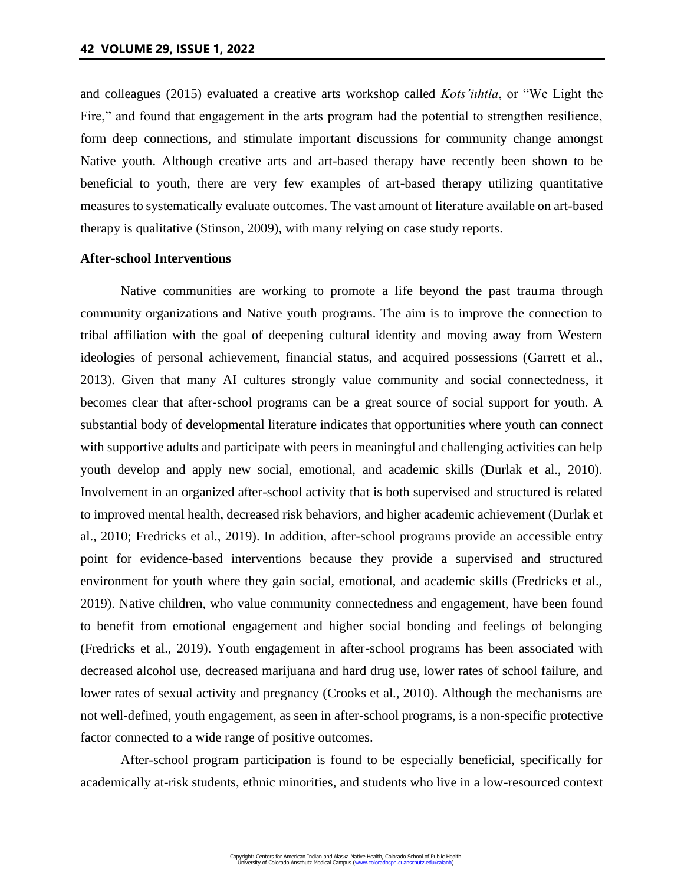and colleagues (2015) evaluated a creative arts workshop called *Kots'ııhtla*, or "We Light the Fire," and found that engagement in the arts program had the potential to strengthen resilience, form deep connections, and stimulate important discussions for community change amongst Native youth. Although creative arts and art-based therapy have recently been shown to be beneficial to youth, there are very few examples of art-based therapy utilizing quantitative measures to systematically evaluate outcomes. The vast amount of literature available on art-based therapy is qualitative (Stinson, 2009), with many relying on case study reports.

**After-school Interventions**

Native communities are working to promote a life beyond the past trauma through community organizations and Native youth programs. The aim is to improve the connection to tribal affiliation with the goal of deepening cultural identity and moving away from Western ideologies of personal achievement, financial status, and acquired possessions (Garrett et al., 2013). Given that many AI cultures strongly value community and social connectedness, it becomes clear that after-school programs can be a great source of social support for youth. A substantial body of developmental literature indicates that opportunities where youth can connect with supportive adults and participate with peers in meaningful and challenging activities can help youth develop and apply new social, emotional, and academic skills (Durlak et al., 2010). Involvement in an organized after-school activity that is both supervised and structured is related to improved mental health, decreased risk behaviors, and higher academic achievement (Durlak et al., 2010; Fredricks et al., 2019). In addition, after-school programs provide an accessible entry point for evidence-based interventions because they provide a supervised and structured environment for youth where they gain social, emotional, and academic skills (Fredricks et al., 2019). Native children, who value community connectedness and engagement, have been found to benefit from emotional engagement and higher social bonding and feelings of belonging (Fredricks et al., 2019). Youth engagement in after-school programs has been associated with decreased alcohol use, decreased marijuana and hard drug use, lower rates of school failure, and lower rates of sexual activity and pregnancy (Crooks et al., 2010). Although the mechanisms are not well-defined, youth engagement, as seen in after-school programs, is a non-specific protective factor connected to a wide range of positive outcomes.

After-school program participation is found to be especially beneficial, specifically for academically at-risk students, ethnic minorities, and students who live in a low-resourced context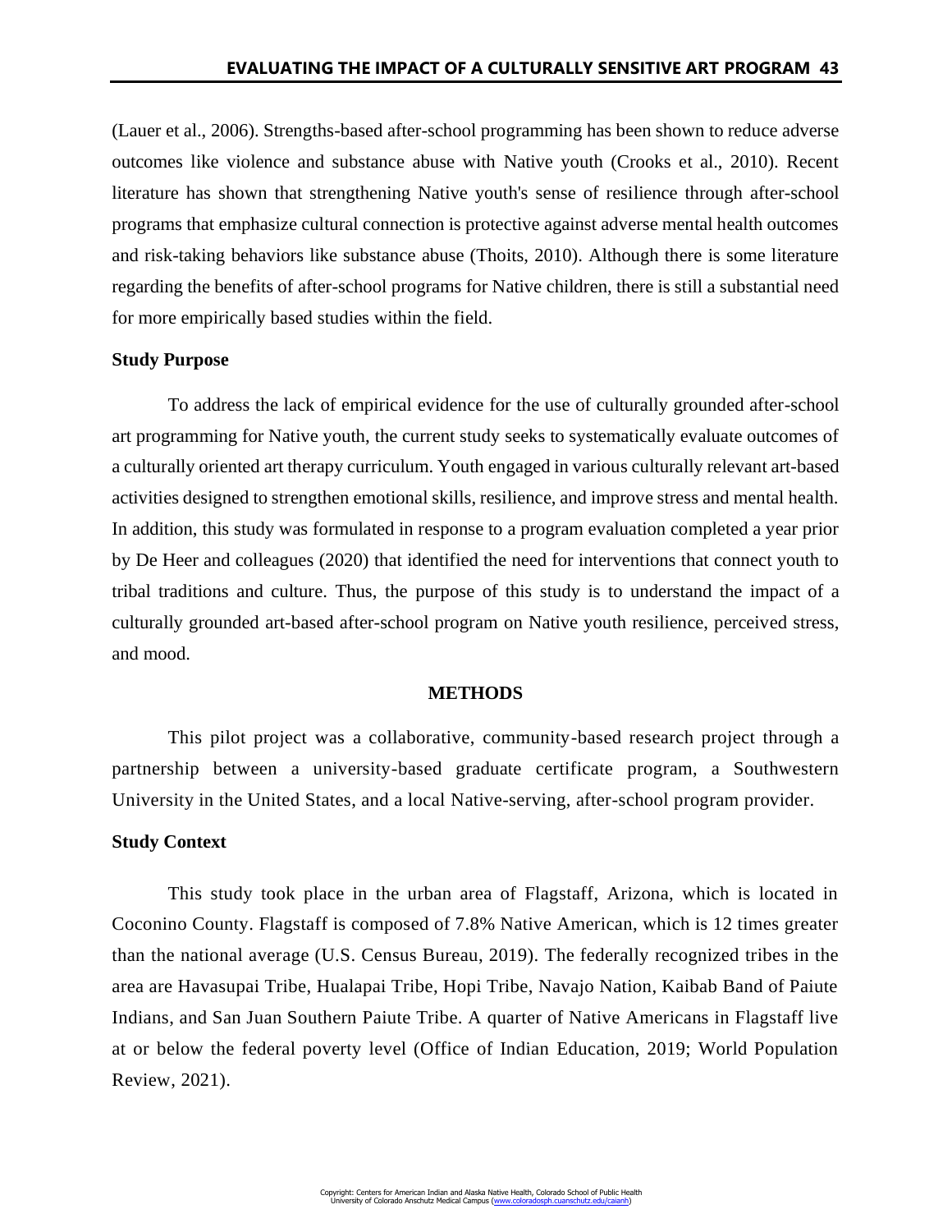(Lauer et al., 2006). Strengths-based after-school programming has been shown to reduce adverse outcomes like violence and substance abuse with Native youth (Crooks et al., 2010). Recent literature has shown that strengthening Native youth's sense of resilience through after-school programs that emphasize cultural connection is protective against adverse mental health outcomes and risk-taking behaviors like substance abuse (Thoits, 2010). Although there is some literature regarding the benefits of after-school programs for Native children, there is still a substantial need for more empirically based studies within the field.

### Study Purpose

To address the lack of empirical evidence for the use of culturally grounded after-school art programming for Native youth, the current study seeks to systematically evaluate outcomes of a culturally oriented art therapy curriculum. Youth engaged in various culturally relevant art-based activities designed to strengthen emotional skills, resilience, and improve stress and mental health. In addition, this study was formulated in response to a program evaluation completed a year prior by De Heer and colleagues (2020) that identified the need for interventions that connect youth to tribal traditions and culture. Thus, the purpose of this study is to understand the impact of a culturally grounded art-based after-school program on Native youth resilience, perceived stress, and mood.

## METHODS

This pilot project was a collaborative, community-based research project through a partnership between a university-based graduate certificate program, a Southwestern University in the United States, and a local Native-serving, after-school program provider.

### Study Context

This study took place in the urban area of Flagstaff, Arizona, which is located in Coconino County. Flagstaff is composed of 7.8% Native American, which is 12 times greater than the national average (U.S. Census Bureau, 2019). The federally recognized tribes in the area are Havasupai Tribe, Hualapai Tribe, Hopi Tribe, Navajo Nation, Kaibab Band of Paiute Indians, and San Juan Southern Paiute Tribe. A quarter of Native Americans in Flagstaff live at or below the federal poverty level (Office of Indian Education, 2019; World Population Review, 2021).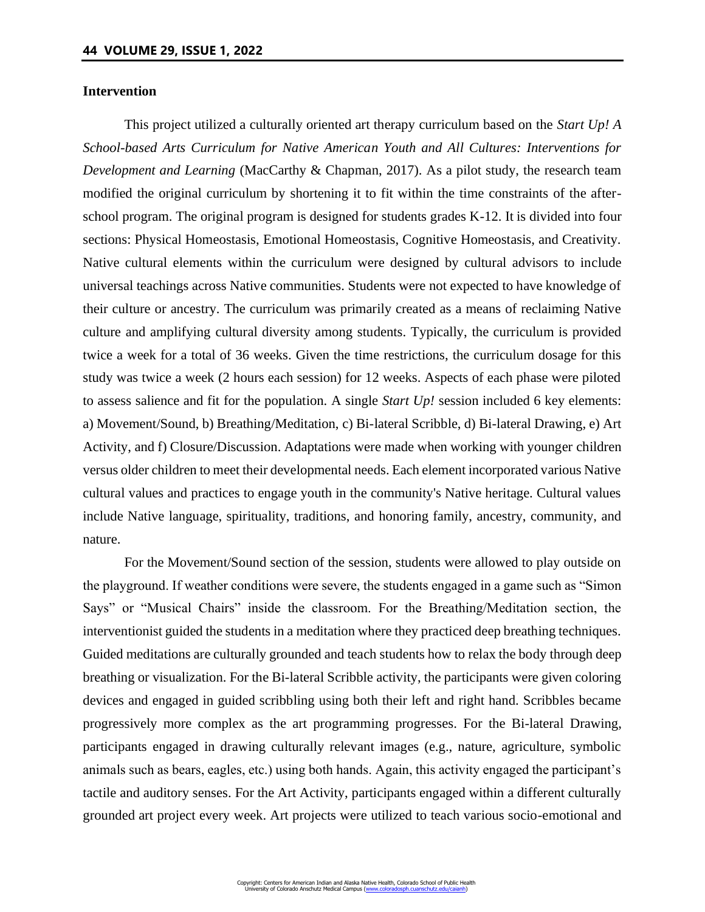## Intervention

This project utilized a culturally oriented art therapy curriculum based on the *Start Up! A School-based Arts Curriculum for Native American Youth and All Cultures: Interventions for Development and Learning* (MacCarthy & Chapman, 2017). As a pilot study, the research team modified the original curriculum by shortening it to fit within the time constraints of the after-school program. The original program is designed for students grades K-12. It is divided into four sections: Physical Homeostasis, Emotional Homeostasis, Cognitive Homeostasis, and Creativity. Native cultural elements within the curriculum were designed by cultural advisors to include universal teachings across Native communities. Students were not expected to have knowledge of their culture or ancestry. The curriculum was primarily created as a means of reclaiming Native culture and amplifying cultural diversity among students. Typically, the curriculum is provided twice a week for a total of 36 weeks. Given the time restrictions, the curriculum dosage for this study was twice a week (2 hours each session) for 12 weeks. Aspects of each phase were piloted to assess salience and fit for the population. A single *Start Up!* session included 6 key elements: a) Movement/Sound, b) Breathing/Meditation, c) Bi-lateral Scribble, d) Bi-lateral Drawing, e) Art Activity, and f) Closure/Discussion. Adaptations were made when working with younger children versus older children to meet their developmental needs. Each element incorporated various Native cultural values and practices to engage youth in the community's Native heritage. Cultural values include Native language, spirituality, traditions, and honoring family, ancestry, community, and nature.

For the Movement/Sound section of the session, students were allowed to play outside on the playground. If weather conditions were severe, the students engaged in a game such as "Simon Says" or "Musical Chairs" inside the classroom. For the Breathing/Meditation section, the interventionist guided the students in a meditation where they practiced deep breathing techniques. Guided meditations are culturally grounded and teach students how to relax the body through deep breathing or visualization. For the Bi-lateral Scribble activity, the participants were given coloring devices and engaged in guided scribbling using both their left and right hand. Scribbles became progressively more complex as the art programming progresses. For the Bi-lateral Drawing, participants engaged in drawing culturally relevant images (e.g., nature, agriculture, symbolic animals such as bears, eagles, etc.) using both hands. Again, this activity engaged the participant's tactile and auditory senses. For the Art Activity, participants engaged within a different culturally grounded art project every week. Art projects were utilized to teach various socio-emotional and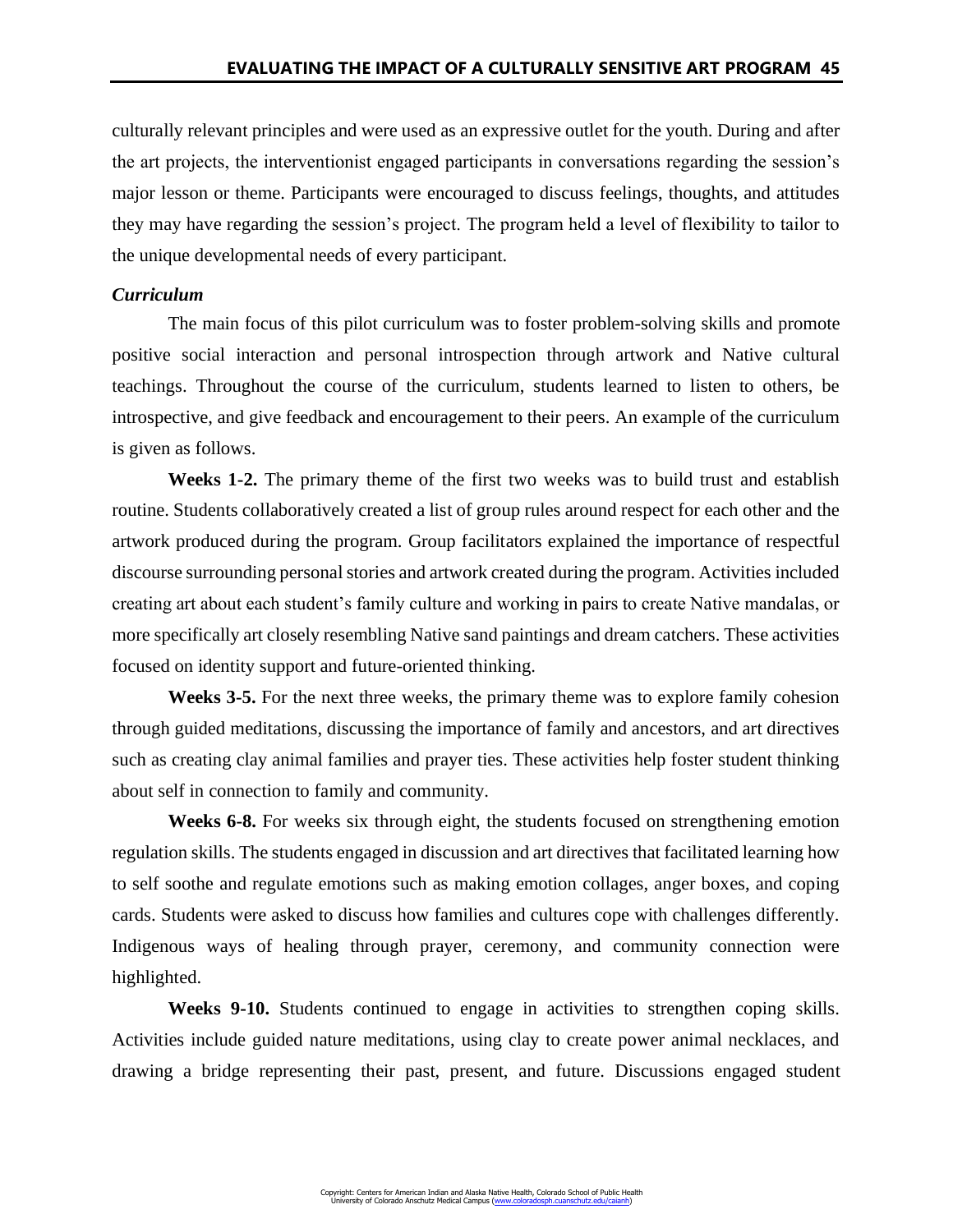culturally relevant principles and were used as an expressive outlet for the youth. During and after the art projects, the interventionist engaged participants in conversations regarding the session's major lesson or theme. Participants were encouraged to discuss feelings, thoughts, and attitudes they may have regarding the session's project. The program held a level of flexibility to tailor to the unique developmental needs of every participant.

### *Curriculum*

The main focus of this pilot curriculum was to foster problem-solving skills and promote positive social interaction and personal introspection through artwork and Native cultural teachings. Throughout the course of the curriculum, students learned to listen to others, be introspective, and give feedback and encouragement to their peers. An example of the curriculum is given as follows.

**Weeks 1-2.** The primary theme of the first two weeks was to build trust and establish routine. Students collaboratively created a list of group rules around respect for each other and the artwork produced during the program. Group facilitators explained the importance of respectful discourse surrounding personal stories and artwork created during the program. Activities included creating art about each student's family culture and working in pairs to create Native mandalas, or more specifically art closely resembling Native sand paintings and dream catchers. These activities focused on identity support and future-oriented thinking.

**Weeks 3-5.** For the next three weeks, the primary theme was to explore family cohesion through guided meditations, discussing the importance of family and ancestors, and art directives such as creating clay animal families and prayer ties. These activities help foster student thinking about self in connection to family and community.

**Weeks 6-8.** For weeks six through eight, the students focused on strengthening emotion regulation skills. The students engaged in discussion and art directives that facilitated learning how to self soothe and regulate emotions such as making emotion collages, anger boxes, and coping cards. Students were asked to discuss how families and cultures cope with challenges differently. Indigenous ways of healing through prayer, ceremony, and community connection were highlighted.

**Weeks 9-10.** Students continued to engage in activities to strengthen coping skills. Activities include guided nature meditations, using clay to create power animal necklaces, and drawing a bridge representing their past, present, and future. Discussions engaged student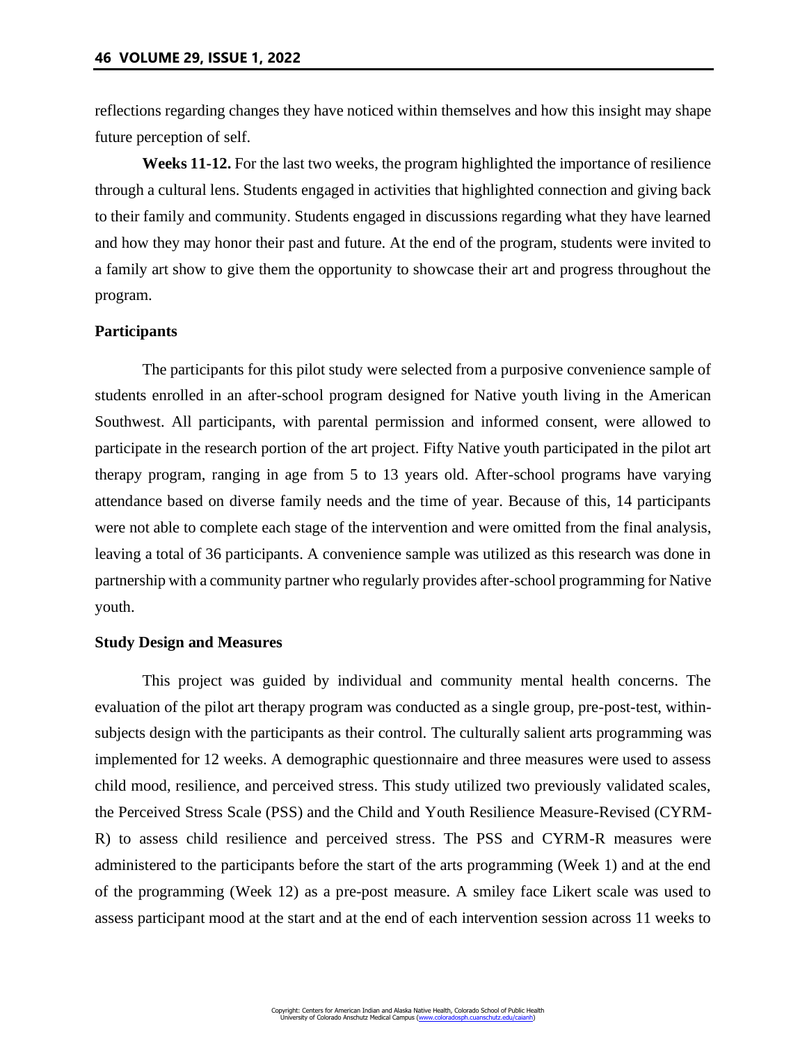reflections regarding changes they have noticed within themselves and how this insight may shape future perception of self.

**Weeks 11-12.** For the last two weeks, the program highlighted the importance of resilience through a cultural lens. Students engaged in activities that highlighted connection and giving back to their family and community. Students engaged in discussions regarding what they have learned and how they may honor their past and future. At the end of the program, students were invited to a family art show to give them the opportunity to showcase their art and progress throughout the program.

### Participants

The participants for this pilot study were selected from a purposive convenience sample of students enrolled in an after-school program designed for Native youth living in the American Southwest. All participants, with parental permission and informed consent, were allowed to participate in the research portion of the art project. Fifty Native youth participated in the pilot art therapy program, ranging in age from 5 to 13 years old. After-school programs have varying attendance based on diverse family needs and the time of year. Because of this, 14 participants were not able to complete each stage of the intervention and were omitted from the final analysis, leaving a total of 36 participants. A convenience sample was utilized as this research was done in partnership with a community partner who regularly provides after-school programming for Native youth.

### Study Design and Measures

This project was guided by individual and community mental health concerns. The evaluation of the pilot art therapy program was conducted as a single group, pre-post-test, within-subjects design with the participants as their control. The culturally salient arts programming was implemented for 12 weeks. A demographic questionnaire and three measures were used to assess child mood, resilience, and perceived stress. This study utilized two previously validated scales, the Perceived Stress Scale (PSS) and the Child and Youth Resilience Measure-Revised (CYRM-R) to assess child resilience and perceived stress. The PSS and CYRM-R measures were administered to the participants before the start of the arts programming (Week 1) and at the end of the programming (Week 12) as a pre-post measure. A smiley face Likert scale was used to assess participant mood at the start and at the end of each intervention session across 11 weeks to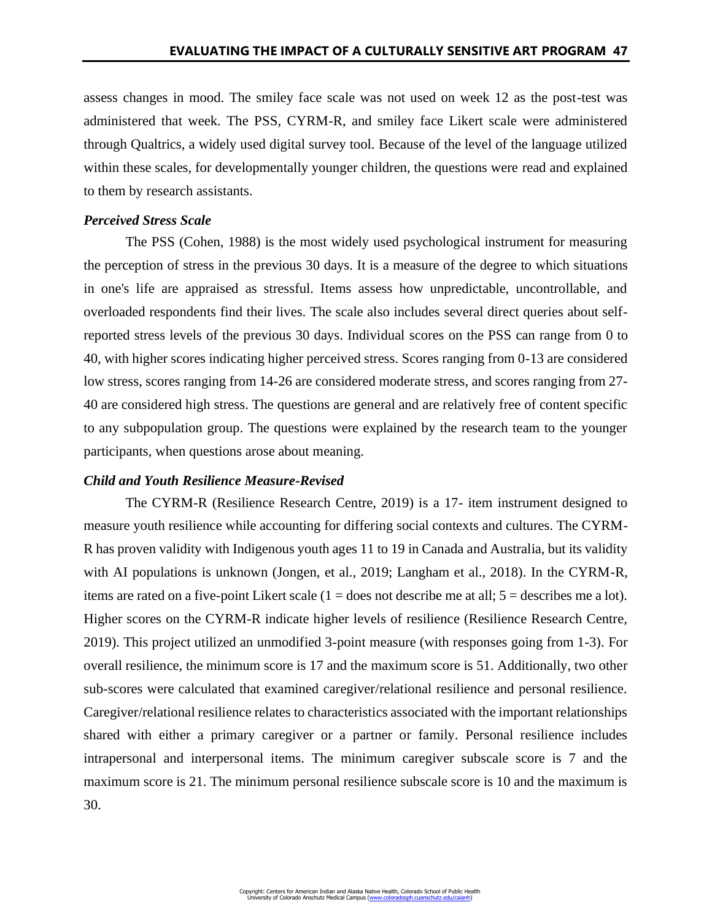assess changes in mood. The smiley face scale was not used on week 12 as the post-test was administered that week. The PSS, CYRM-R, and smiley face Likert scale were administered through Qualtrics, a widely used digital survey tool. Because of the level of the language utilized within these scales, for developmentally younger children, the questions were read and explained to them by research assistants.

### *Perceived Stress Scale*

The PSS (Cohen, 1988) is the most widely used psychological instrument for measuring the perception of stress in the previous 30 days. It is a measure of the degree to which situations in one's life are appraised as stressful. Items assess how unpredictable, uncontrollable, and overloaded respondents find their lives. The scale also includes several direct queries about self-reported stress levels of the previous 30 days. Individual scores on the PSS can range from 0 to 40, with higher scores indicating higher perceived stress. Scores ranging from 0-13 are considered low stress, scores ranging from 14-26 are considered moderate stress, and scores ranging from 27-40 are considered high stress. The questions are general and are relatively free of content specific to any subpopulation group. The questions were explained by the research team to the younger participants, when questions arose about meaning.

### *Child and Youth Resilience Measure-Revised*

The CYRM-R (Resilience Research Centre, 2019) is a 17- item instrument designed to measure youth resilience while accounting for differing social contexts and cultures. The CYRM-R has proven validity with Indigenous youth ages 11 to 19 in Canada and Australia, but its validity with AI populations is unknown (Jongen, et al., 2019; Langham et al., 2018). In the CYRM-R, items are rated on a five-point Likert scale (1 = does not describe me at all; 5 = describes me a lot). Higher scores on the CYRM-R indicate higher levels of resilience (Resilience Research Centre, 2019). This project utilized an unmodified 3-point measure (with responses going from 1-3). For overall resilience, the minimum score is 17 and the maximum score is 51. Additionally, two other sub-scores were calculated that examined caregiver/relational resilience and personal resilience. Caregiver/relational resilience relates to characteristics associated with the important relationships shared with either a primary caregiver or a partner or family. Personal resilience includes intrapersonal and interpersonal items. The minimum caregiver subscale score is 7 and the maximum score is 21. The minimum personal resilience subscale score is 10 and the maximum is 30.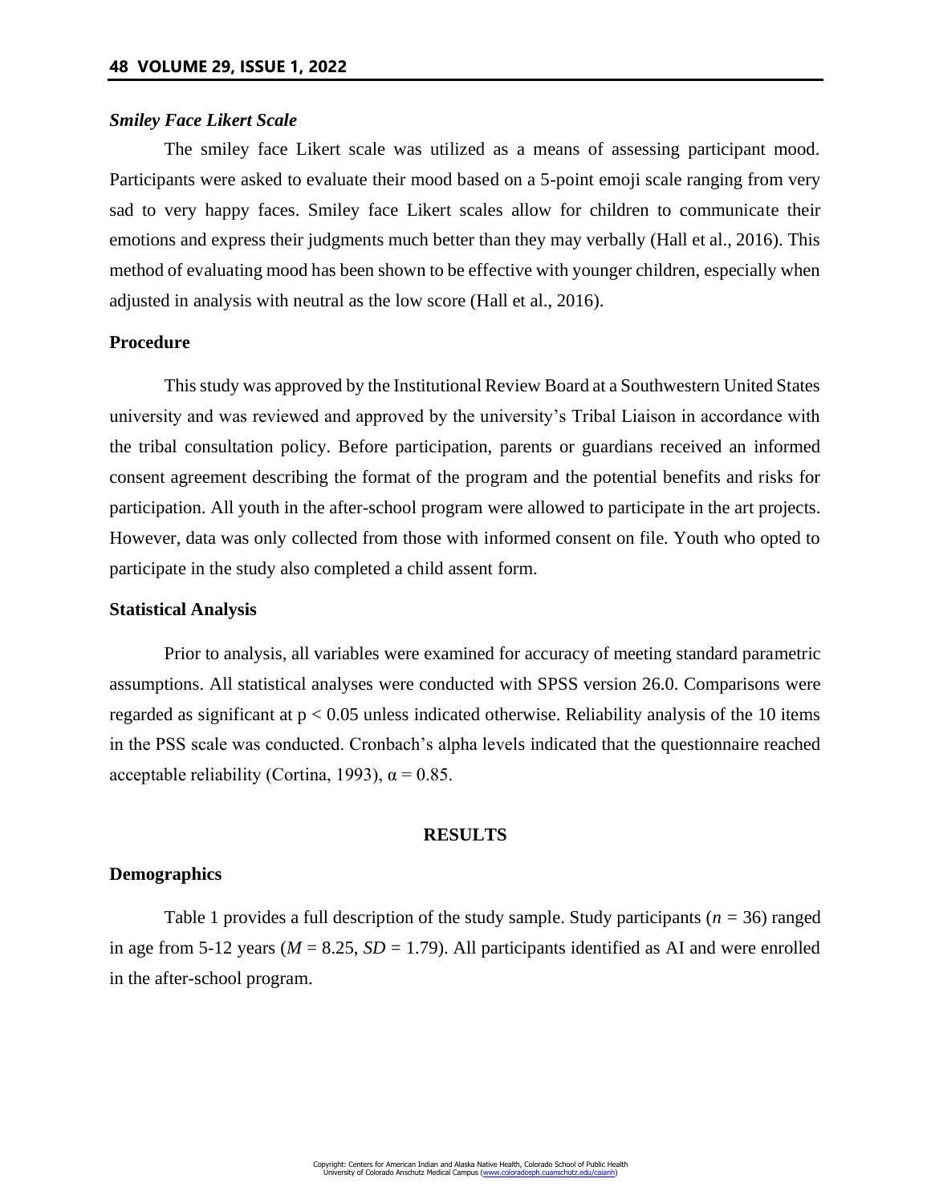### *Smiley Face Likert Scale*

The smiley face Likert scale was utilized as a means of assessing participant mood. Participants were asked to evaluate their mood based on a 5-point emoji scale ranging from very sad to very happy faces. Smiley face Likert scales allow for children to communicate their emotions and express their judgments much better than they may verbally (Hall et al., 2016). This method of evaluating mood has been shown to be effective with younger children, especially when adjusted in analysis with neutral as the low score (Hall et al., 2016).

### Procedure

This study was approved by the Institutional Review Board at a Southwestern United States university and was reviewed and approved by the university's Tribal Liaison in accordance with the tribal consultation policy. Before participation, parents or guardians received an informed consent agreement describing the format of the program and the potential benefits and risks for participation. All youth in the after-school program were allowed to participate in the art projects. However, data was only collected from those with informed consent on file. Youth who opted to participate in the study also completed a child assent form.

### Statistical Analysis

Prior to analysis, all variables were examined for accuracy of meeting standard parametric assumptions. All statistical analyses were conducted with SPSS version 26.0. Comparisons were regarded as significant at $p < 0.05$ unless indicated otherwise. Reliability analysis of the 10 items in the PSS scale was conducted. Cronbach's alpha levels indicated that the questionnaire reached acceptable reliability (Cortina, 1993), $\alpha = 0.85$.

## RESULTS

### Demographics

Table 1 provides a full description of the study sample. Study participants ($n = 36$) ranged in age from 5-12 years ($M = 8.25$, $SD = 1.79$). All participants identified as AI and were enrolled in the after-school program.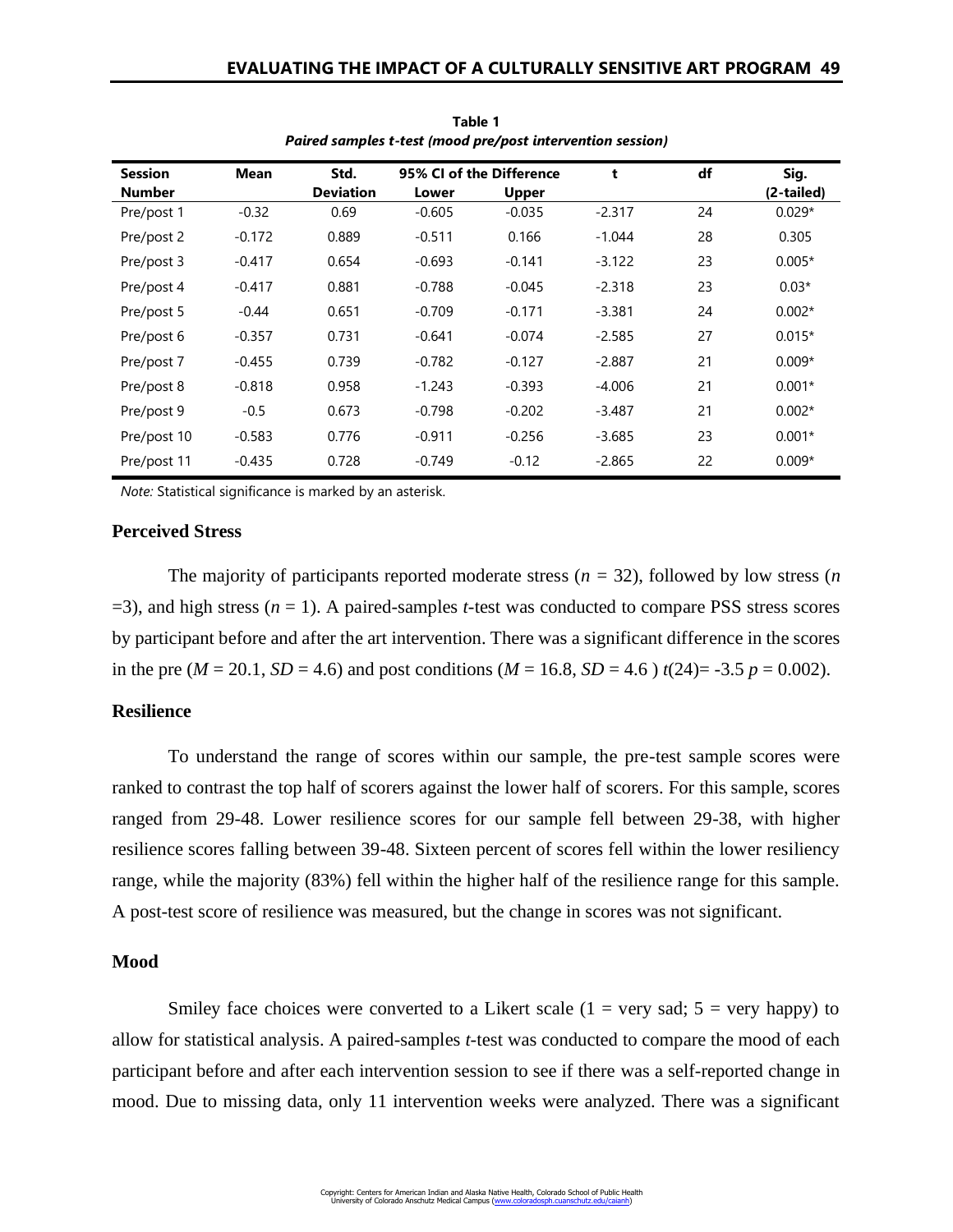**Table 1**
***Paired samples t-test (mood pre/post intervention session)***

| Session Number | Mean | Std. Deviation | 95% CI of the Difference | | t | df | Sig. (2-tailed) |
|---|---|---|---|---|---|---|---|
| | | | Lower | Upper | | | |
| Pre/post 1 | -0.32 | 0.69 | -0.605 | -0.035 | -2.317 | 24 | 0.029* |
| Pre/post 2 | -0.172 | 0.889 | -0.511 | 0.166 | -1.044 | 28 | 0.305 |
| Pre/post 3 | -0.417 | 0.654 | -0.693 | -0.141 | -3.122 | 23 | 0.005* |
| Pre/post 4 | -0.417 | 0.881 | -0.788 | -0.045 | -2.318 | 23 | 0.03* |
| Pre/post 5 | -0.44 | 0.651 | -0.709 | -0.171 | -3.381 | 24 | 0.002* |
| Pre/post 6 | -0.357 | 0.731 | -0.641 | -0.074 | -2.585 | 27 | 0.015* |
| Pre/post 7 | -0.455 | 0.739 | -0.782 | -0.127 | -2.887 | 21 | 0.009* |
| Pre/post 8 | -0.818 | 0.958 | -1.243 | -0.393 | -4.006 | 21 | 0.001* |
| Pre/post 9 | -0.5 | 0.673 | -0.798 | -0.202 | -3.487 | 21 | 0.002* |
| Pre/post 10 | -0.583 | 0.776 | -0.911 | -0.256 | -3.685 | 23 | 0.001* |
| Pre/post 11 | -0.435 | 0.728 | -0.749 | -0.12 | -2.865 | 22 | 0.009* |

*Note:* Statistical significance is marked by an asterisk.

## Perceived Stress

The majority of participants reported moderate stress ($n = 32$), followed by low stress ($n = 3$), and high stress ($n = 1$). A paired-samples *t*-test was conducted to compare PSS stress scores by participant before and after the art intervention. There was a significant difference in the scores in the pre ($M = 20.1$, $SD = 4.6$) and post conditions ($M = 16.8$, $SD = 4.6$ ) $t(24) = -3.5$ $p = 0.002$).

## Resilience

To understand the range of scores within our sample, the pre-test sample scores were ranked to contrast the top half of scorers against the lower half of scorers. For this sample, scores ranged from 29-48. Lower resilience scores for our sample fell between 29-38, with higher resilience scores falling between 39-48. Sixteen percent of scores fell within the lower resiliency range, while the majority (83%) fell within the higher half of the resilience range for this sample. A post-test score of resilience was measured, but the change in scores was not significant.

## Mood

Smiley face choices were converted to a Likert scale (1 = very sad; 5 = very happy) to allow for statistical analysis. A paired-samples *t*-test was conducted to compare the mood of each participant before and after each intervention session to see if there was a self-reported change in mood. Due to missing data, only 11 intervention weeks were analyzed. There was a significant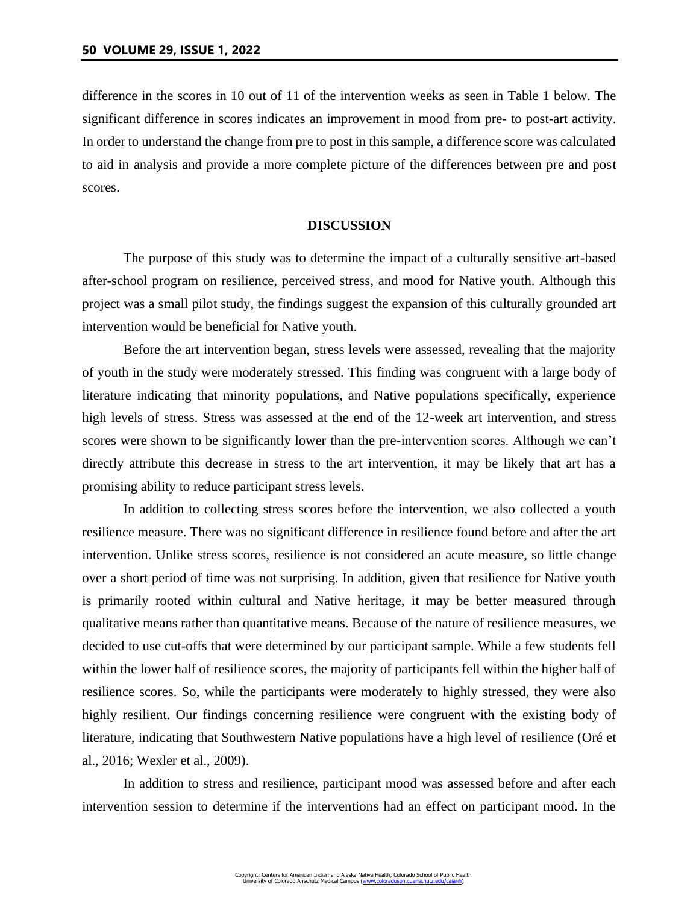difference in the scores in 10 out of 11 of the intervention weeks as seen in Table 1 below. The significant difference in scores indicates an improvement in mood from pre- to post-art activity. In order to understand the change from pre to post in this sample, a difference score was calculated to aid in analysis and provide a more complete picture of the differences between pre and post scores.

## DISCUSSION

The purpose of this study was to determine the impact of a culturally sensitive art-based after-school program on resilience, perceived stress, and mood for Native youth. Although this project was a small pilot study, the findings suggest the expansion of this culturally grounded art intervention would be beneficial for Native youth.

Before the art intervention began, stress levels were assessed, revealing that the majority of youth in the study were moderately stressed. This finding was congruent with a large body of literature indicating that minority populations, and Native populations specifically, experience high levels of stress. Stress was assessed at the end of the 12-week art intervention, and stress scores were shown to be significantly lower than the pre-intervention scores. Although we can't directly attribute this decrease in stress to the art intervention, it may be likely that art has a promising ability to reduce participant stress levels.

In addition to collecting stress scores before the intervention, we also collected a youth resilience measure. There was no significant difference in resilience found before and after the art intervention. Unlike stress scores, resilience is not considered an acute measure, so little change over a short period of time was not surprising. In addition, given that resilience for Native youth is primarily rooted within cultural and Native heritage, it may be better measured through qualitative means rather than quantitative means. Because of the nature of resilience measures, we decided to use cut-offs that were determined by our participant sample. While a few students fell within the lower half of resilience scores, the majority of participants fell within the higher half of resilience scores. So, while the participants were moderately to highly stressed, they were also highly resilient. Our findings concerning resilience were congruent with the existing body of literature, indicating that Southwestern Native populations have a high level of resilience (Oré et al., 2016; Wexler et al., 2009).

In addition to stress and resilience, participant mood was assessed before and after each intervention session to determine if the interventions had an effect on participant mood. In the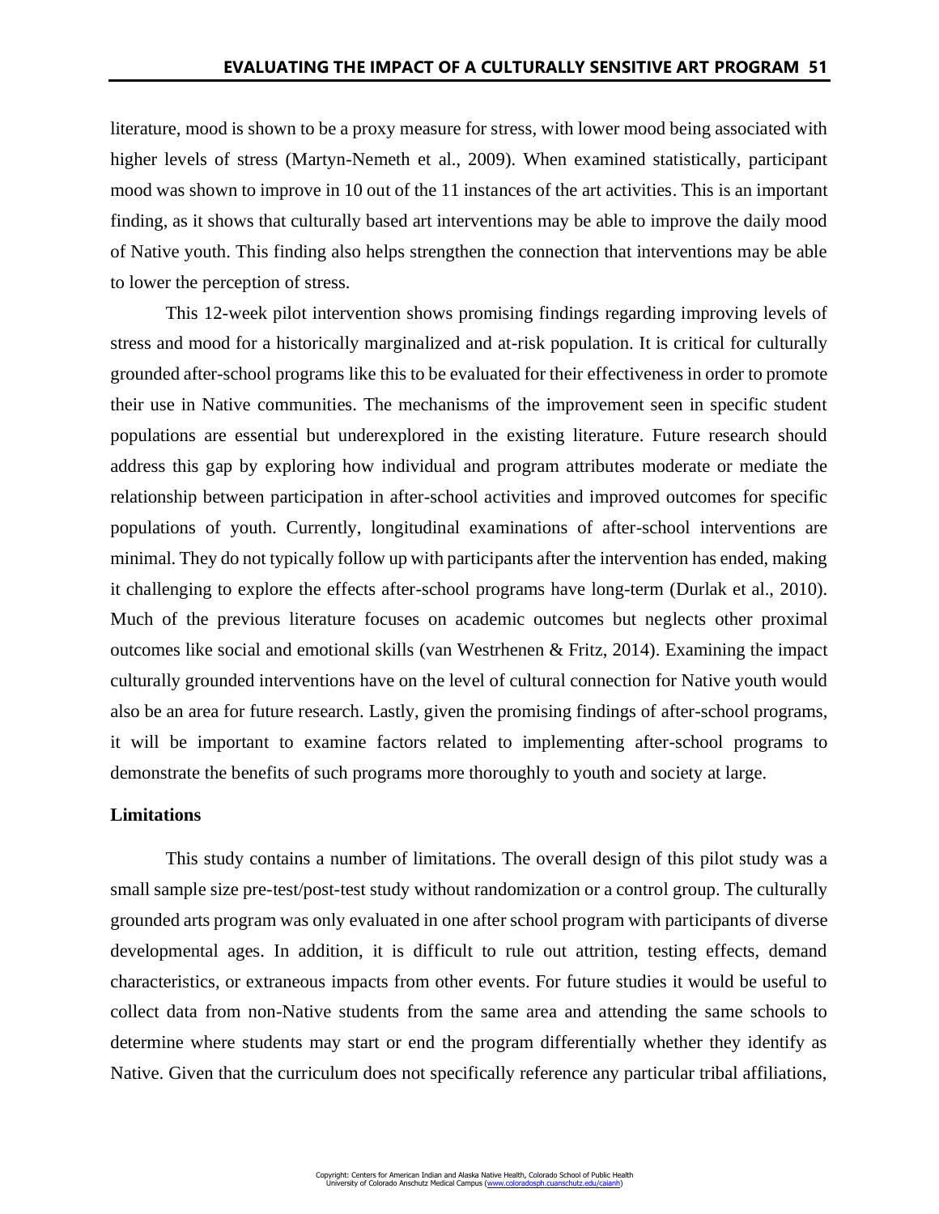literature, mood is shown to be a proxy measure for stress, with lower mood being associated with higher levels of stress (Martyn-Nemeth et al., 2009). When examined statistically, participant mood was shown to improve in 10 out of the 11 instances of the art activities. This is an important finding, as it shows that culturally based art interventions may be able to improve the daily mood of Native youth. This finding also helps strengthen the connection that interventions may be able to lower the perception of stress.

This 12-week pilot intervention shows promising findings regarding improving levels of stress and mood for a historically marginalized and at-risk population. It is critical for culturally grounded after-school programs like this to be evaluated for their effectiveness in order to promote their use in Native communities. The mechanisms of the improvement seen in specific student populations are essential but underexplored in the existing literature. Future research should address this gap by exploring how individual and program attributes moderate or mediate the relationship between participation in after-school activities and improved outcomes for specific populations of youth. Currently, longitudinal examinations of after-school interventions are minimal. They do not typically follow up with participants after the intervention has ended, making it challenging to explore the effects after-school programs have long-term (Durlak et al., 2010). Much of the previous literature focuses on academic outcomes but neglects other proximal outcomes like social and emotional skills (van Westrhenen & Fritz, 2014). Examining the impact culturally grounded interventions have on the level of cultural connection for Native youth would also be an area for future research. Lastly, given the promising findings of after-school programs, it will be important to examine factors related to implementing after-school programs to demonstrate the benefits of such programs more thoroughly to youth and society at large.

### Limitations

This study contains a number of limitations. The overall design of this pilot study was a small sample size pre-test/post-test study without randomization or a control group. The culturally grounded arts program was only evaluated in one after school program with participants of diverse developmental ages. In addition, it is difficult to rule out attrition, testing effects, demand characteristics, or extraneous impacts from other events. For future studies it would be useful to collect data from non-Native students from the same area and attending the same schools to determine where students may start or end the program differentially whether they identify as Native. Given that the curriculum does not specifically reference any particular tribal affiliations,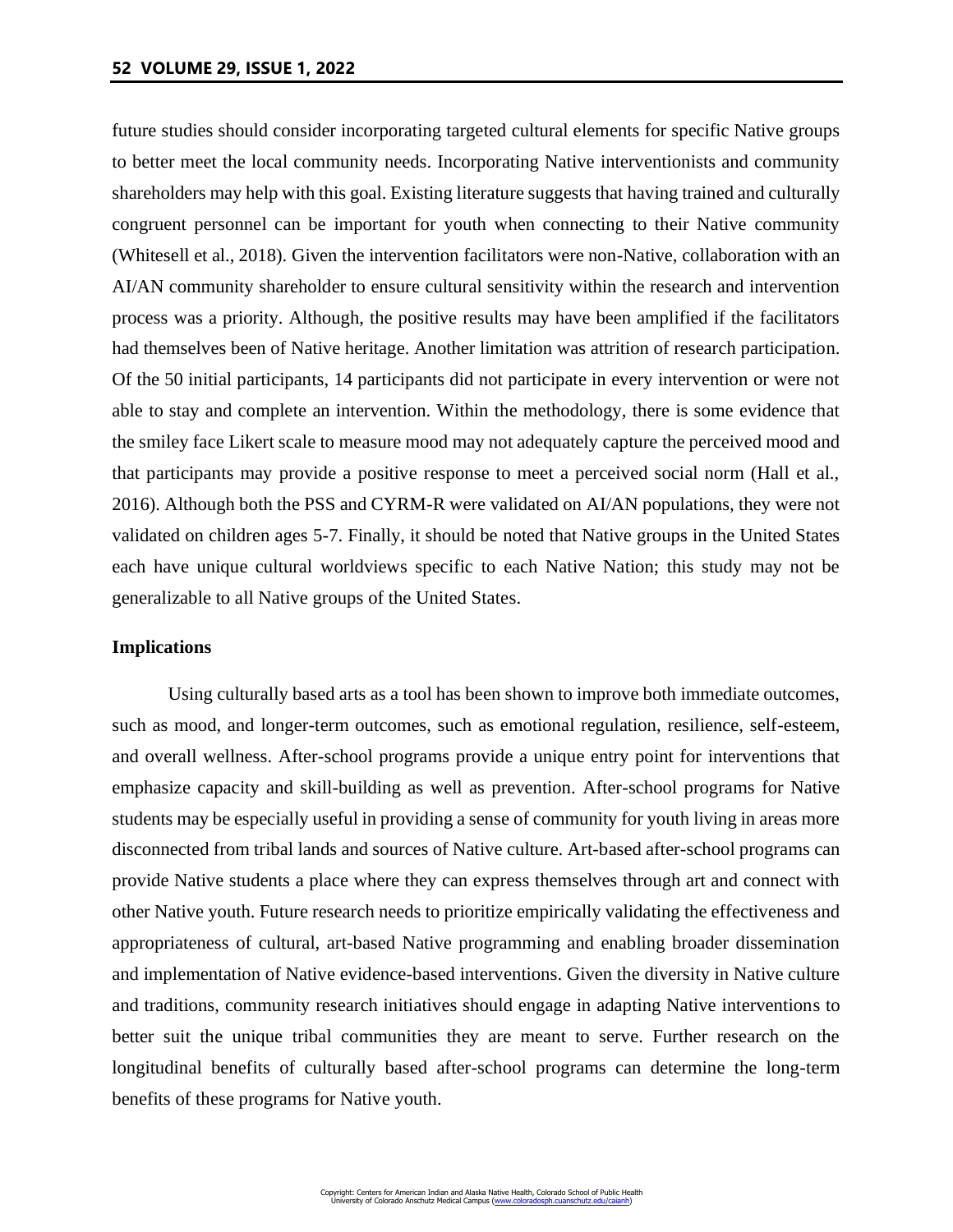future studies should consider incorporating targeted cultural elements for specific Native groups to better meet the local community needs. Incorporating Native interventionists and community shareholders may help with this goal. Existing literature suggests that having trained and culturally congruent personnel can be important for youth when connecting to their Native community (Whitesell et al., 2018). Given the intervention facilitators were non-Native, collaboration with an AI/AN community shareholder to ensure cultural sensitivity within the research and intervention process was a priority. Although, the positive results may have been amplified if the facilitators had themselves been of Native heritage. Another limitation was attrition of research participation. Of the 50 initial participants, 14 participants did not participate in every intervention or were not able to stay and complete an intervention. Within the methodology, there is some evidence that the smiley face Likert scale to measure mood may not adequately capture the perceived mood and that participants may provide a positive response to meet a perceived social norm (Hall et al., 2016). Although both the PSS and CYRM-R were validated on AI/AN populations, they were not validated on children ages 5-7. Finally, it should be noted that Native groups in the United States each have unique cultural worldviews specific to each Native Nation; this study may not be generalizable to all Native groups of the United States.

### Implications

Using culturally based arts as a tool has been shown to improve both immediate outcomes, such as mood, and longer-term outcomes, such as emotional regulation, resilience, self-esteem, and overall wellness. After-school programs provide a unique entry point for interventions that emphasize capacity and skill-building as well as prevention. After-school programs for Native students may be especially useful in providing a sense of community for youth living in areas more disconnected from tribal lands and sources of Native culture. Art-based after-school programs can provide Native students a place where they can express themselves through art and connect with other Native youth. Future research needs to prioritize empirically validating the effectiveness and appropriateness of cultural, art-based Native programming and enabling broader dissemination and implementation of Native evidence-based interventions. Given the diversity in Native culture and traditions, community research initiatives should engage in adapting Native interventions to better suit the unique tribal communities they are meant to serve. Further research on the longitudinal benefits of culturally based after-school programs can determine the long-term benefits of these programs for Native youth.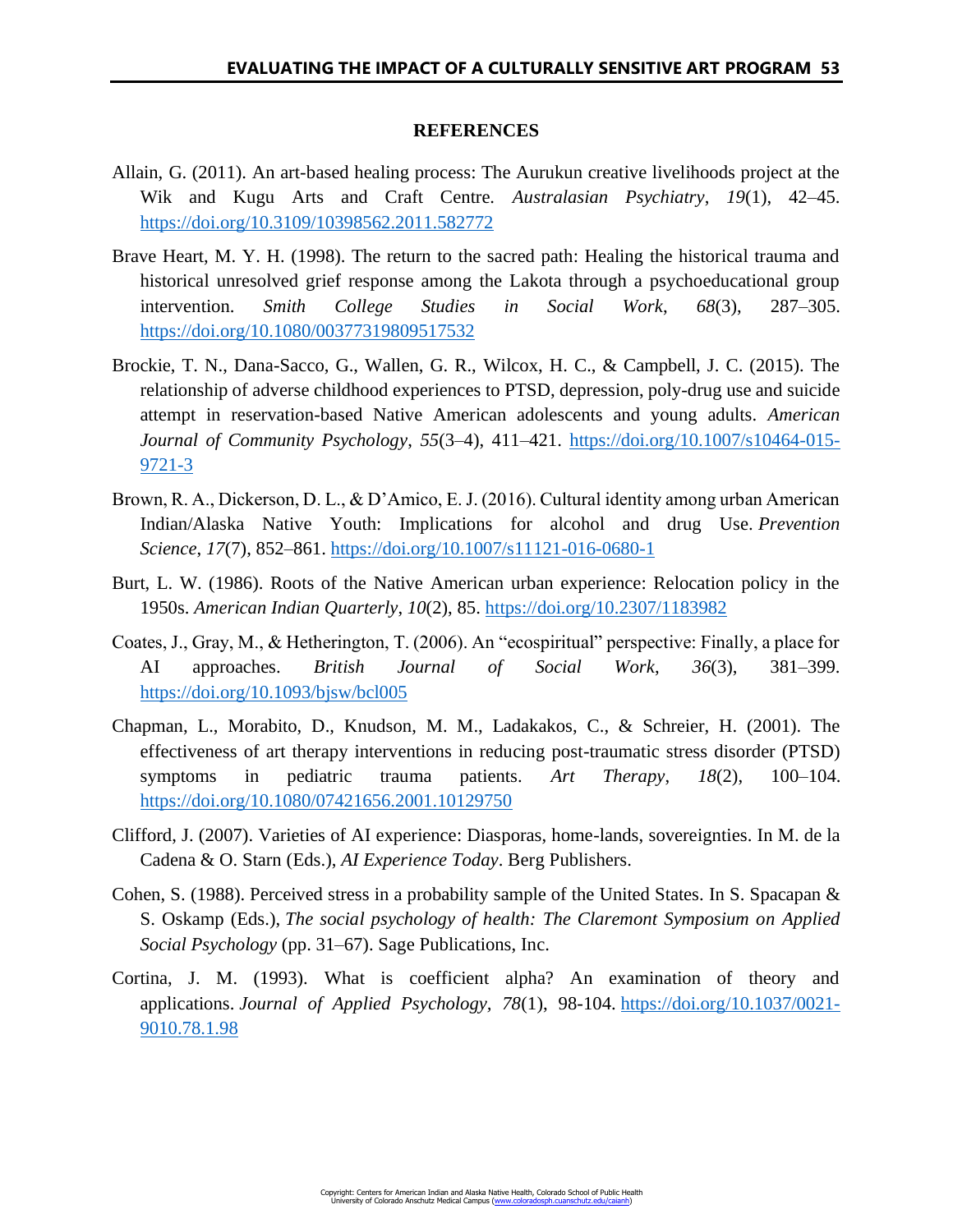## REFERENCES

Allain, G. (2011). An art-based healing process: The Aurukun creative livelihoods project at the Wik and Kugu Arts and Craft Centre. *Australasian Psychiatry*, *19*(1), 42–45. https://doi.org/10.3109/10398562.2011.582772

Brave Heart, M. Y. H. (1998). The return to the sacred path: Healing the historical trauma and historical unresolved grief response among the Lakota through a psychoeducational group intervention. *Smith College Studies in Social Work*, *68*(3), 287–305. https://doi.org/10.1080/00377319809517532

Brockie, T. N., Dana-Sacco, G., Wallen, G. R., Wilcox, H. C., & Campbell, J. C. (2015). The relationship of adverse childhood experiences to PTSD, depression, poly-drug use and suicide attempt in reservation-based Native American adolescents and young adults. *American Journal of Community Psychology*, *55*(3–4), 411–421. https://doi.org/10.1007/s10464-015-9721-3

Brown, R. A., Dickerson, D. L., & D'Amico, E. J. (2016). Cultural identity among urban American Indian/Alaska Native Youth: Implications for alcohol and drug Use. *Prevention Science*, *17*(7), 852–861. https://doi.org/10.1007/s11121-016-0680-1

Burt, L. W. (1986). Roots of the Native American urban experience: Relocation policy in the 1950s. *American Indian Quarterly*, *10*(2), 85. https://doi.org/10.2307/1183982

Coates, J., Gray, M., & Hetherington, T. (2006). An "ecospiritual" perspective: Finally, a place for AI approaches. *British Journal of Social Work*, *36*(3), 381–399. https://doi.org/10.1093/bjsw/bcl005

Chapman, L., Morabito, D., Knudson, M. M., Ladakakos, C., & Schreier, H. (2001). The effectiveness of art therapy interventions in reducing post-traumatic stress disorder (PTSD) symptoms in pediatric trauma patients. *Art Therapy*, *18*(2), 100–104. https://doi.org/10.1080/07421656.2001.10129750

Clifford, J. (2007). Varieties of AI experience: Diasporas, home-lands, sovereignties. In M. de la Cadena & O. Starn (Eds.), *AI Experience Today*. Berg Publishers.

Cohen, S. (1988). Perceived stress in a probability sample of the United States. In S. Spacapan & S. Oskamp (Eds.), *The social psychology of health: The Claremont Symposium on Applied Social Psychology* (pp. 31–67). Sage Publications, Inc.

Cortina, J. M. (1993). What is coefficient alpha? An examination of theory and applications. *Journal of Applied Psychology, 78*(1), 98-104. https://doi.org/10.1037/0021-9010.78.1.98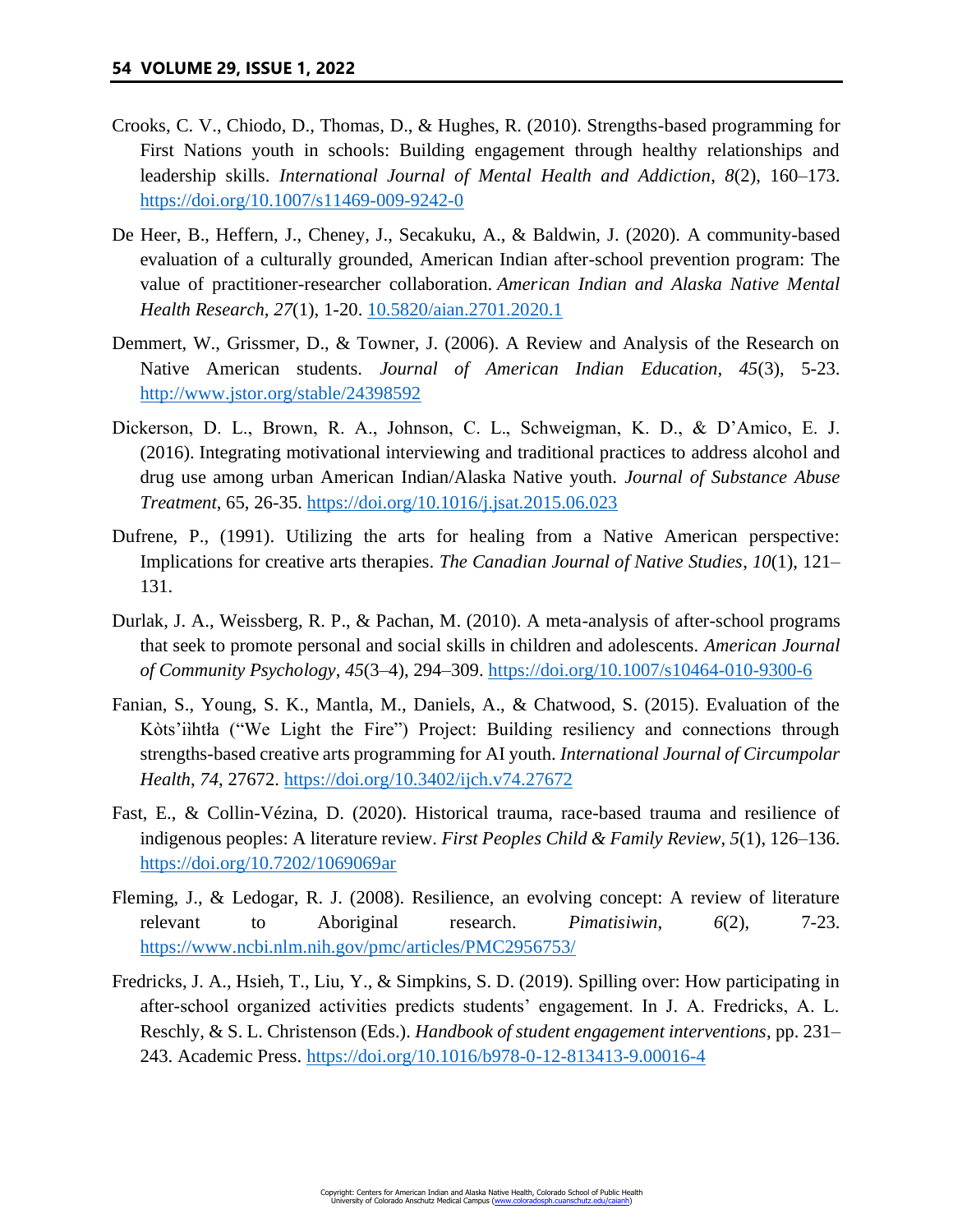Crooks, C. V., Chiodo, D., Thomas, D., & Hughes, R. (2010). Strengths-based programming for First Nations youth in schools: Building engagement through healthy relationships and leadership skills. *International Journal of Mental Health and Addiction*, *8*(2), 160–173. https://doi.org/10.1007/s11469-009-9242-0

De Heer, B., Heffern, J., Cheney, J., Secakuku, A., & Baldwin, J. (2020). A community-based evaluation of a culturally grounded, American Indian after-school prevention program: The value of practitioner-researcher collaboration. *American Indian and Alaska Native Mental Health Research*, *27*(1), 1-20. 10.5820/aian.2701.2020.1

Demmert, W., Grissmer, D., & Towner, J. (2006). A Review and Analysis of the Research on Native American students. *Journal of American Indian Education, 45*(3), 5-23. http://www.jstor.org/stable/24398592

Dickerson, D. L., Brown, R. A., Johnson, C. L., Schweigman, K. D., & D'Amico, E. J. (2016). Integrating motivational interviewing and traditional practices to address alcohol and drug use among urban American Indian/Alaska Native youth. *Journal of Substance Abuse Treatment*, 65, 26-35. https://doi.org/10.1016/j.jsat.2015.06.023

Dufrene, P., (1991). Utilizing the arts for healing from a Native American perspective: Implications for creative arts therapies. *The Canadian Journal of Native Studies*, *10*(1), 121–131.

Durlak, J. A., Weissberg, R. P., & Pachan, M. (2010). A meta-analysis of after-school programs that seek to promote personal and social skills in children and adolescents. *American Journal of Community Psychology*, *45*(3–4), 294–309. https://doi.org/10.1007/s10464-010-9300-6

Fanian, S., Young, S. K., Mantla, M., Daniels, A., & Chatwood, S. (2015). Evaluation of the Kòts'iihtła ("We Light the Fire") Project: Building resiliency and connections through strengths-based creative arts programming for AI youth. *International Journal of Circumpolar Health*, *74*, 27672. https://doi.org/10.3402/ijch.v74.27672

Fast, E., & Collin-Vézina, D. (2020). Historical trauma, race-based trauma and resilience of indigenous peoples: A literature review. *First Peoples Child & Family Review*, *5*(1), 126–136. https://doi.org/10.7202/1069069ar

Fleming, J., & Ledogar, R. J. (2008). Resilience, an evolving concept: A review of literature relevant to Aboriginal research. *Pimatisiwin*, *6*(2), 7-23. https://www.ncbi.nlm.nih.gov/pmc/articles/PMC2956753/

Fredricks, J. A., Hsieh, T., Liu, Y., & Simpkins, S. D. (2019). Spilling over: How participating in after-school organized activities predicts students' engagement. In J. A. Fredricks, A. L. Reschly, & S. L. Christenson (Eds.). *Handbook of student engagement interventions*, pp. 231–243. Academic Press. https://doi.org/10.1016/b978-0-12-813413-9.00016-4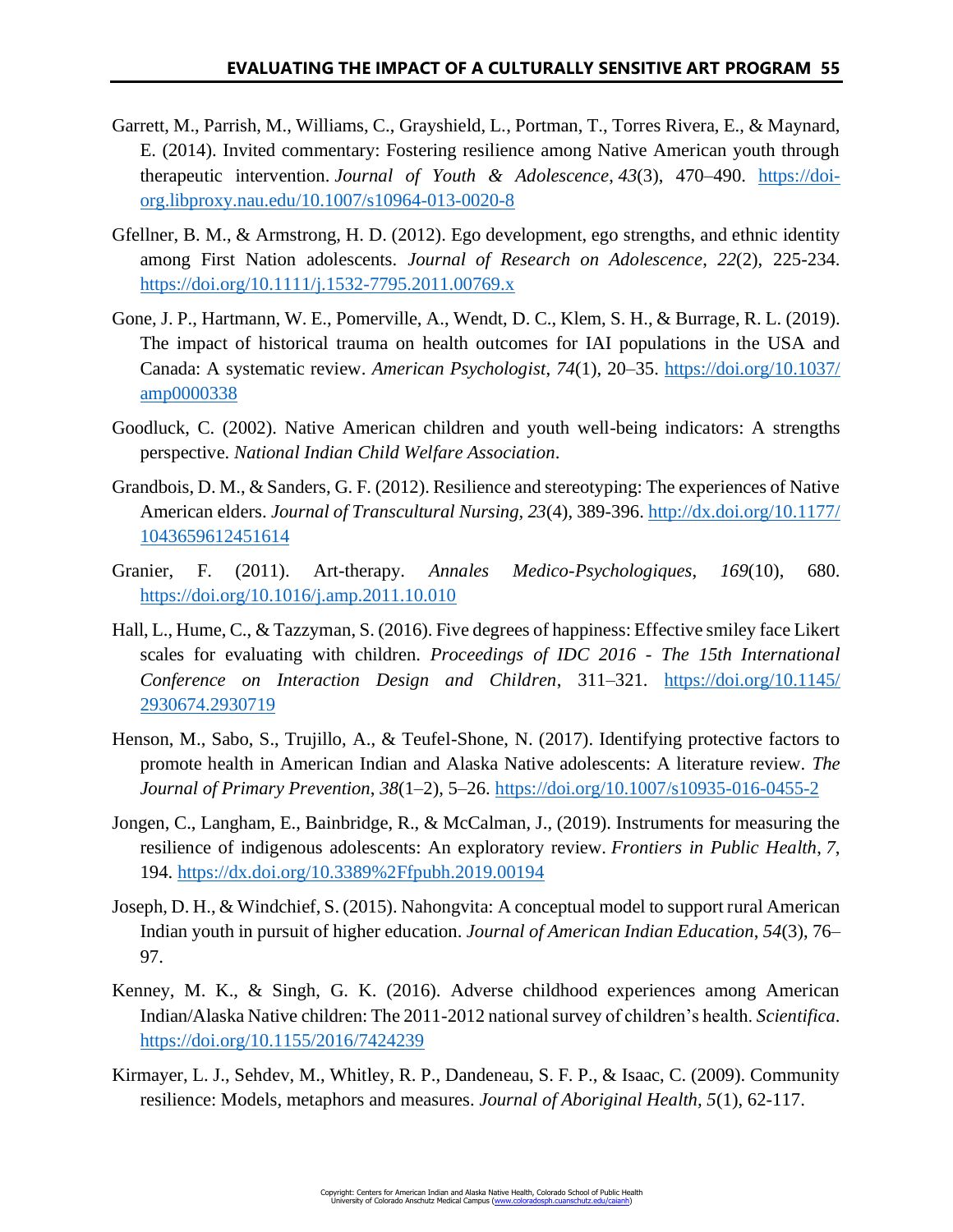Garrett, M., Parrish, M., Williams, C., Grayshield, L., Portman, T., Torres Rivera, E., & Maynard, E. (2014). Invited commentary: Fostering resilience among Native American youth through therapeutic intervention. *Journal of Youth & Adolescence*, *43*(3), 470–490. https://doi-org.libproxy.nau.edu/10.1007/s10964-013-0020-8

Gfellner, B. M., & Armstrong, H. D. (2012). Ego development, ego strengths, and ethnic identity among First Nation adolescents. *Journal of Research on Adolescence, 22*(2), 225-234. https://doi.org/10.1111/j.1532-7795.2011.00769.x

Gone, J. P., Hartmann, W. E., Pomerville, A., Wendt, D. C., Klem, S. H., & Burrage, R. L. (2019). The impact of historical trauma on health outcomes for IAI populations in the USA and Canada: A systematic review. *American Psychologist*, *74*(1), 20–35. https://doi.org/10.1037/amp0000338

Goodluck, C. (2002). Native American children and youth well-being indicators: A strengths perspective. *National Indian Child Welfare Association*.

Grandbois, D. M., & Sanders, G. F. (2012). Resilience and stereotyping: The experiences of Native American elders. *Journal of Transcultural Nursing, 23*(4), 389-396. http://dx.doi.org/10.1177/1043659612451614

Granier, F. (2011). Art-therapy. *Annales Medico-Psychologiques*, *169*(10), 680. https://doi.org/10.1016/j.amp.2011.10.010

Hall, L., Hume, C., & Tazzyman, S. (2016). Five degrees of happiness: Effective smiley face Likert scales for evaluating with children. *Proceedings of IDC 2016 - The 15th International Conference on Interaction Design and Children*, 311–321. https://doi.org/10.1145/2930674.2930719

Henson, M., Sabo, S., Trujillo, A., & Teufel-Shone, N. (2017). Identifying protective factors to promote health in American Indian and Alaska Native adolescents: A literature review. *The Journal of Primary Prevention*, *38*(1–2), 5–26. https://doi.org/10.1007/s10935-016-0455-2

Jongen, C., Langham, E., Bainbridge, R., & McCalman, J., (2019). Instruments for measuring the resilience of indigenous adolescents: An exploratory review. *Frontiers in Public Health*, *7*, 194. https://dx.doi.org/10.3389%2Ffpubh.2019.00194

Joseph, D. H., & Windchief, S. (2015). Nahongvita: A conceptual model to support rural American Indian youth in pursuit of higher education. *Journal of American Indian Education*, *54*(3), 76–97.

Kenney, M. K., & Singh, G. K. (2016). Adverse childhood experiences among American Indian/Alaska Native children: The 2011-2012 national survey of children's health. *Scientifica*. https://doi.org/10.1155/2016/7424239

Kirmayer, L. J., Sehdev, M., Whitley, R. P., Dandeneau, S. F. P., & Isaac, C. (2009). Community resilience: Models, metaphors and measures. *Journal of Aboriginal Health*, *5*(1), 62-117.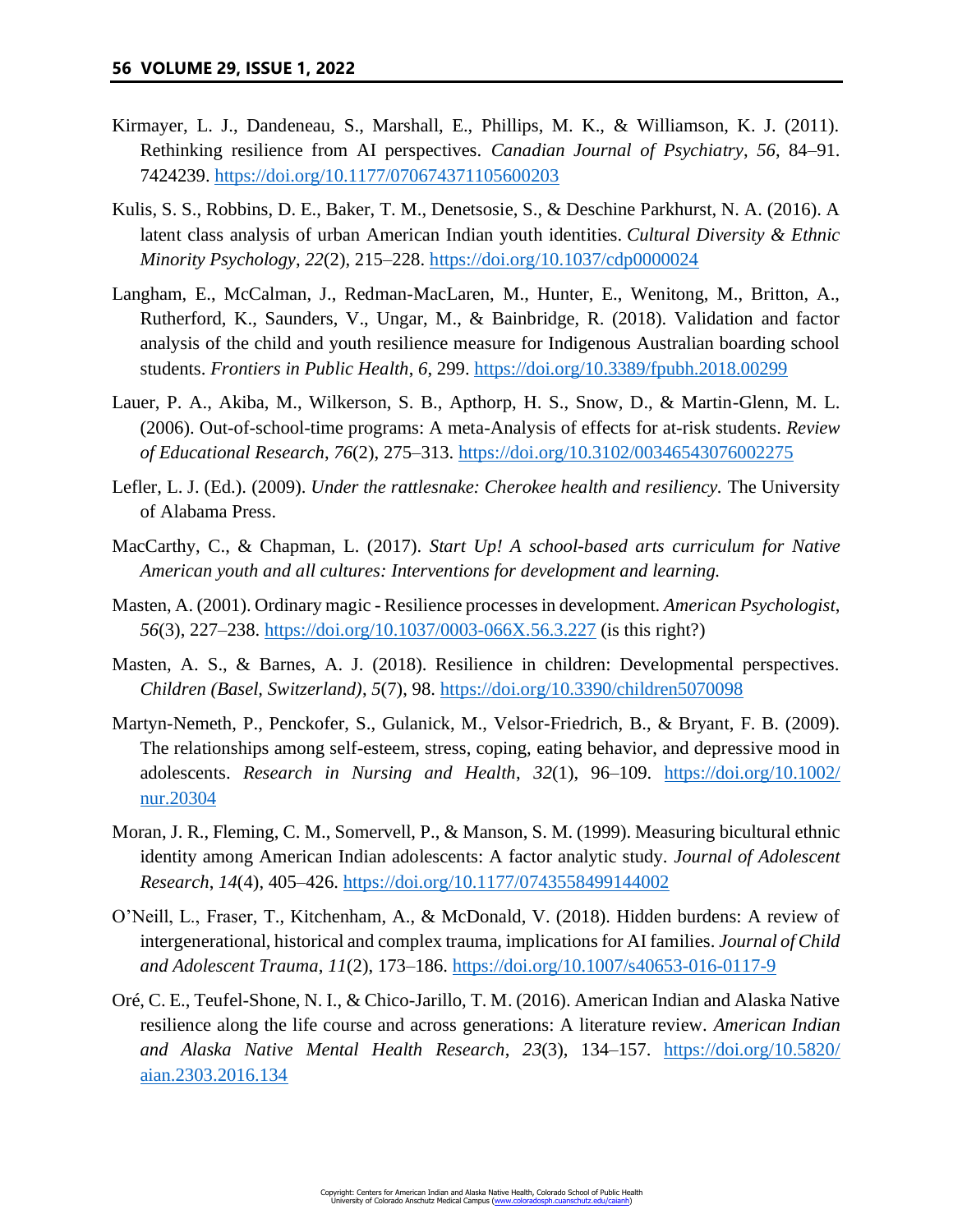Kirmayer, L. J., Dandeneau, S., Marshall, E., Phillips, M. K., & Williamson, K. J. (2011). Rethinking resilience from AI perspectives. *Canadian Journal of Psychiatry*, *56*, 84–91. 7424239. https://doi.org/10.1177/070674371105600203

Kulis, S. S., Robbins, D. E., Baker, T. M., Denetsosie, S., & Deschine Parkhurst, N. A. (2016). A latent class analysis of urban American Indian youth identities. *Cultural Diversity & Ethnic Minority Psychology*, *22*(2), 215–228. https://doi.org/10.1037/cdp0000024

Langham, E., McCalman, J., Redman-MacLaren, M., Hunter, E., Wenitong, M., Britton, A., Rutherford, K., Saunders, V., Ungar, M., & Bainbridge, R. (2018). Validation and factor analysis of the child and youth resilience measure for Indigenous Australian boarding school students. *Frontiers in Public Health*, *6*, 299. https://doi.org/10.3389/fpubh.2018.00299

Lauer, P. A., Akiba, M., Wilkerson, S. B., Apthorp, H. S., Snow, D., & Martin-Glenn, M. L. (2006). Out-of-school-time programs: A meta-Analysis of effects for at-risk students. *Review of Educational Research*, *76*(2), 275–313. https://doi.org/10.3102/00346543076002275

Lefler, L. J. (Ed.). (2009). *Under the rattlesnake: Cherokee health and resiliency.* The University of Alabama Press.

MacCarthy, C., & Chapman, L. (2017). *Start Up! A school-based arts curriculum for Native American youth and all cultures: Interventions for development and learning.*

Masten, A. (2001). Ordinary magic - Resilience processes in development. *American Psychologist*, *56*(3), 227–238. https://doi.org/10.1037/0003-066X.56.3.227 (is this right?)

Masten, A. S., & Barnes, A. J. (2018). Resilience in children: Developmental perspectives. *Children (Basel, Switzerland)*, *5*(7), 98. https://doi.org/10.3390/children5070098

Martyn-Nemeth, P., Penckofer, S., Gulanick, M., Velsor-Friedrich, B., & Bryant, F. B. (2009). The relationships among self-esteem, stress, coping, eating behavior, and depressive mood in adolescents. *Research in Nursing and Health*, *32*(1), 96–109. https://doi.org/10.1002/nur.20304

Moran, J. R., Fleming, C. M., Somervell, P., & Manson, S. M. (1999). Measuring bicultural ethnic identity among American Indian adolescents: A factor analytic study. *Journal of Adolescent Research*, *14*(4), 405–426. https://doi.org/10.1177/0743558499144002

O'Neill, L., Fraser, T., Kitchenham, A., & McDonald, V. (2018). Hidden burdens: A review of intergenerational, historical and complex trauma, implications for AI families. *Journal of Child and Adolescent Trauma*, *11*(2), 173–186. https://doi.org/10.1007/s40653-016-0117-9

Oré, C. E., Teufel-Shone, N. I., & Chico-Jarillo, T. M. (2016). American Indian and Alaska Native resilience along the life course and across generations: A literature review. *American Indian and Alaska Native Mental Health Research*, *23*(3), 134–157. https://doi.org/10.5820/aian.2303.2016.134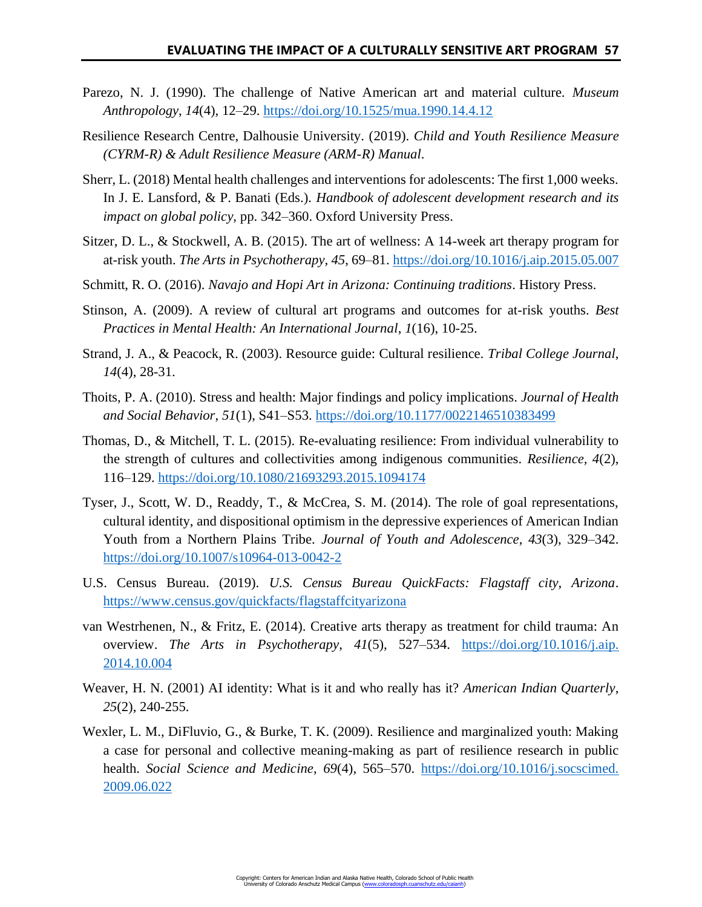Parezo, N. J. (1990). The challenge of Native American art and material culture. *Museum Anthropology*, *14*(4), 12–29. https://doi.org/10.1525/mua.1990.14.4.12

Resilience Research Centre, Dalhousie University. (2019). *Child and Youth Resilience Measure (CYRM-R) & Adult Resilience Measure (ARM-R) Manual*.

Sherr, L. (2018) Mental health challenges and interventions for adolescents: The first 1,000 weeks. In J. E. Lansford, & P. Banati (Eds.). *Handbook of adolescent development research and its impact on global policy*, pp. 342–360. Oxford University Press.

Sitzer, D. L., & Stockwell, A. B. (2015). The art of wellness: A 14-week art therapy program for at-risk youth. *The Arts in Psychotherapy*, *45*, 69–81. https://doi.org/10.1016/j.aip.2015.05.007

Schmitt, R. O. (2016). *Navajo and Hopi Art in Arizona: Continuing traditions*. History Press.

Stinson, A. (2009). A review of cultural art programs and outcomes for at-risk youths. *Best Practices in Mental Health: An International Journal*, *1*(16), 10-25.

Strand, J. A., & Peacock, R. (2003). Resource guide: Cultural resilience. *Tribal College Journal*, *14*(4), 28-31.

Thoits, P. A. (2010). Stress and health: Major findings and policy implications. *Journal of Health and Social Behavior*, *51*(1), S41–S53. https://doi.org/10.1177/0022146510383499

Thomas, D., & Mitchell, T. L. (2015). Re-evaluating resilience: From individual vulnerability to the strength of cultures and collectivities among indigenous communities. *Resilience*, *4*(2), 116–129. https://doi.org/10.1080/21693293.2015.1094174

Tyser, J., Scott, W. D., Readdy, T., & McCrea, S. M. (2014). The role of goal representations, cultural identity, and dispositional optimism in the depressive experiences of American Indian Youth from a Northern Plains Tribe. *Journal of Youth and Adolescence*, *43*(3), 329–342. https://doi.org/10.1007/s10964-013-0042-2

U.S. Census Bureau. (2019). *U.S. Census Bureau QuickFacts: Flagstaff city, Arizona*. https://www.census.gov/quickfacts/flagstaffcityarizona

van Westrhenen, N., & Fritz, E. (2014). Creative arts therapy as treatment for child trauma: An overview. *The Arts in Psychotherapy*, *41*(5), 527–534. https://doi.org/10.1016/j.aip.2014.10.004

Weaver, H. N. (2001) AI identity: What is it and who really has it? *American Indian Quarterly*, *25*(2), 240-255.

Wexler, L. M., DiFluvio, G., & Burke, T. K. (2009). Resilience and marginalized youth: Making a case for personal and collective meaning-making as part of resilience research in public health. *Social Science and Medicine*, *69*(4), 565–570. https://doi.org/10.1016/j.socscimed.2009.06.022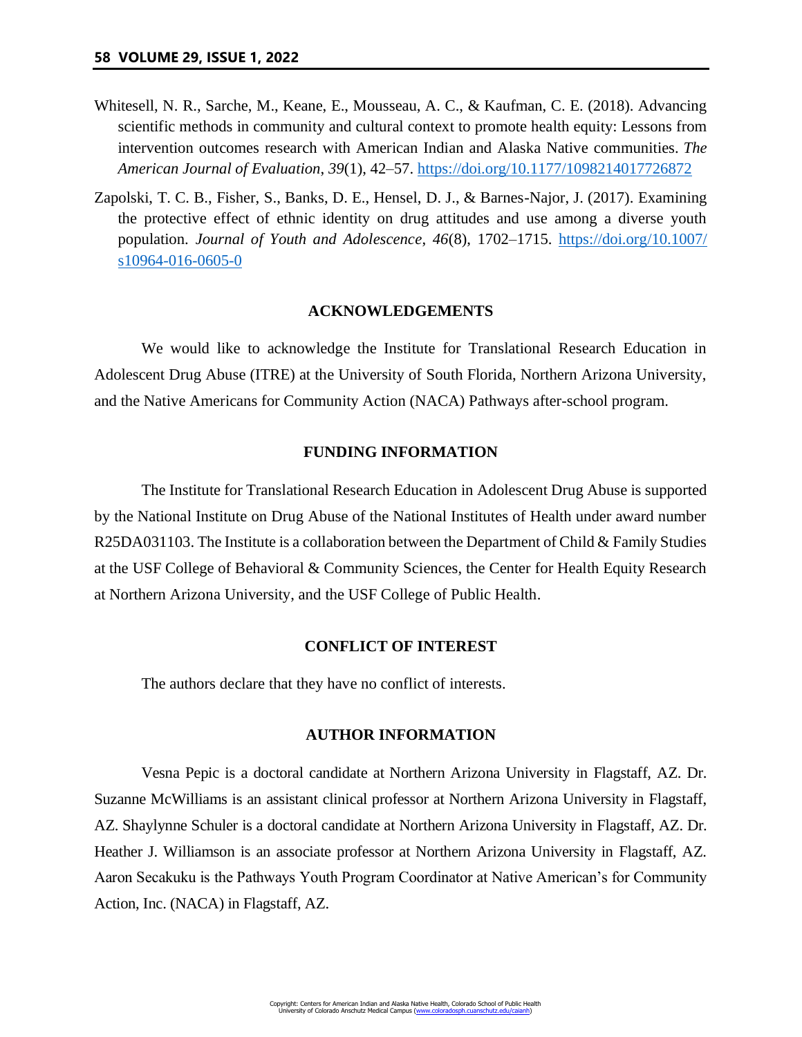Whitesell, N. R., Sarche, M., Keane, E., Mousseau, A. C., & Kaufman, C. E. (2018). Advancing scientific methods in community and cultural context to promote health equity: Lessons from intervention outcomes research with American Indian and Alaska Native communities. *The American Journal of Evaluation*, *39*(1), 42–57. https://doi.org/10.1177/1098214017726872

Zapolski, T. C. B., Fisher, S., Banks, D. E., Hensel, D. J., & Barnes-Najor, J. (2017). Examining the protective effect of ethnic identity on drug attitudes and use among a diverse youth population. *Journal of Youth and Adolescence*, *46*(8), 1702–1715. https://doi.org/10.1007/s10964-016-0605-0

## ACKNOWLEDGEMENTS

We would like to acknowledge the Institute for Translational Research Education in Adolescent Drug Abuse (ITRE) at the University of South Florida, Northern Arizona University, and the Native Americans for Community Action (NACA) Pathways after-school program.

## FUNDING INFORMATION

The Institute for Translational Research Education in Adolescent Drug Abuse is supported by the National Institute on Drug Abuse of the National Institutes of Health under award number R25DA031103. The Institute is a collaboration between the Department of Child & Family Studies at the USF College of Behavioral & Community Sciences, the Center for Health Equity Research at Northern Arizona University, and the USF College of Public Health.

## CONFLICT OF INTEREST

The authors declare that they have no conflict of interests.

## AUTHOR INFORMATION

Vesna Pepic is a doctoral candidate at Northern Arizona University in Flagstaff, AZ. Dr. Suzanne McWilliams is an assistant clinical professor at Northern Arizona University in Flagstaff, AZ. Shaylynne Schuler is a doctoral candidate at Northern Arizona University in Flagstaff, AZ. Dr. Heather J. Williamson is an associate professor at Northern Arizona University in Flagstaff, AZ. Aaron Secakuku is the Pathways Youth Program Coordinator at Native American's for Community Action, Inc. (NACA) in Flagstaff, AZ.